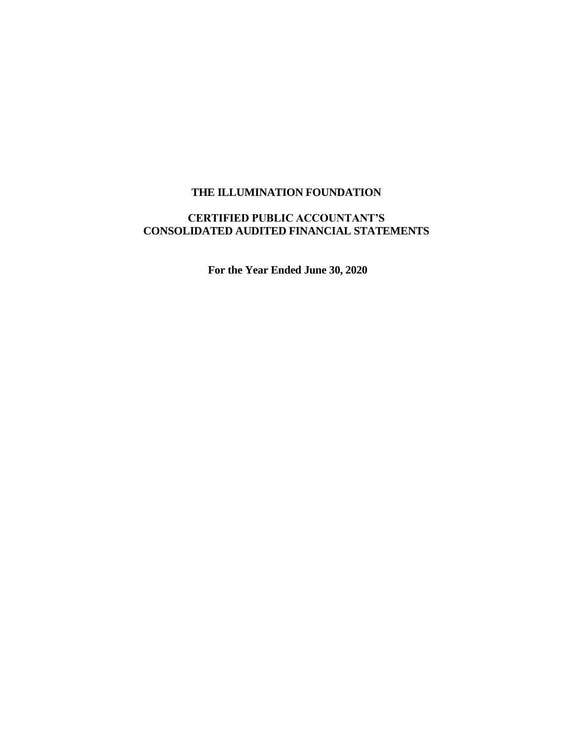# THE ILLUMINATION FOUNDATION

## CERTIFIED PUBLIC ACCOUNTANT'S CONSOLIDATED AUDITED FINANCIAL STATEMENTS

**For the Year Ended June 30, 2020**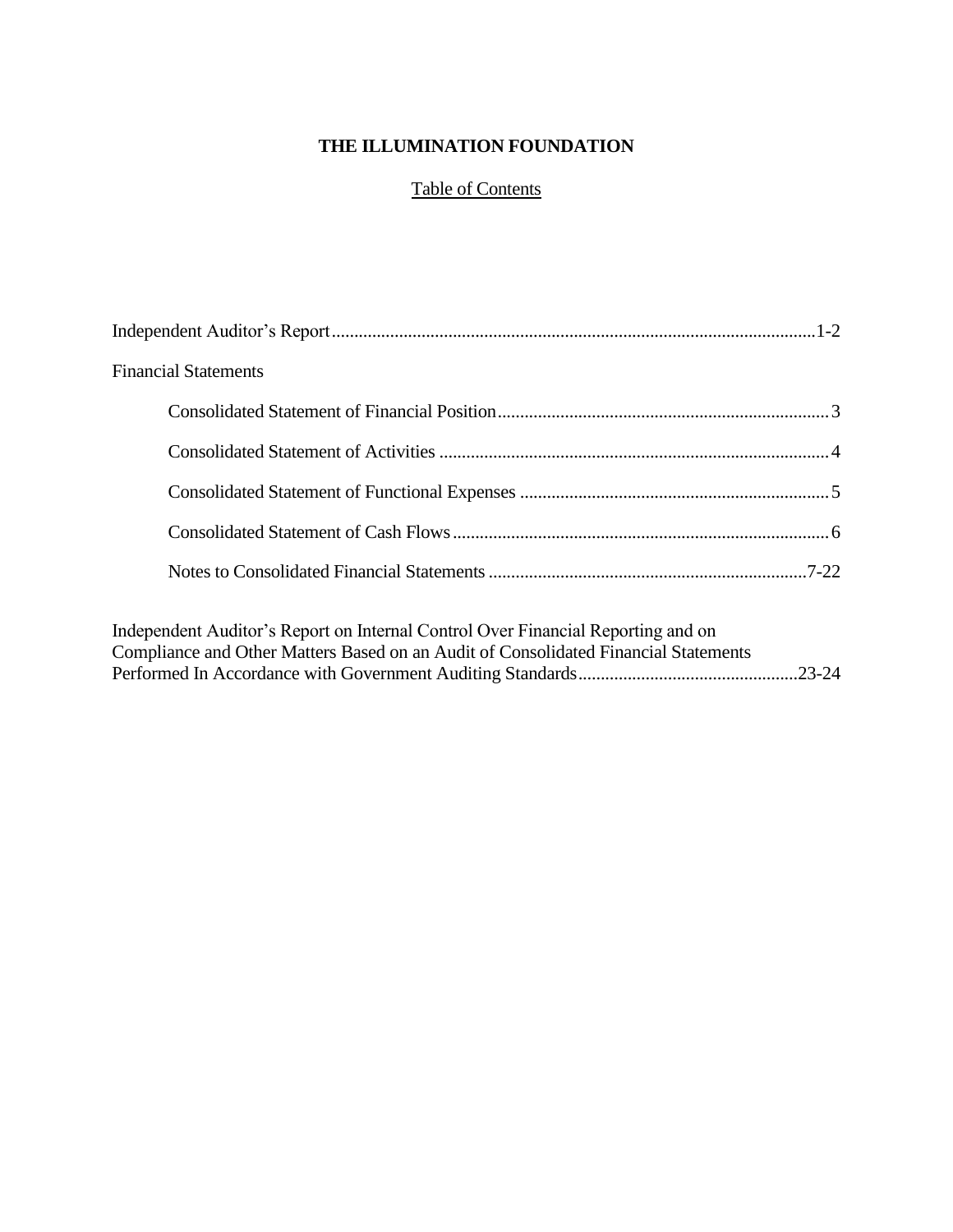# THE ILLUMINATION FOUNDATION

Table of Contents

| | |
|---|---|
| Independent Auditor's Report | 1-2 |
| Financial Statements | |
| Consolidated Statement of Financial Position | 3 |
| Consolidated Statement of Activities | 4 |
| Consolidated Statement of Functional Expenses | 5 |
| Consolidated Statement of Cash Flows | 6 |
| Notes to Consolidated Financial Statements | 7-22 |
| Independent Auditor's Report on Internal Control Over Financial Reporting and on Compliance and Other Matters Based on an Audit of Consolidated Financial Statements Performed In Accordance with Government Auditing Standards | 23-24 |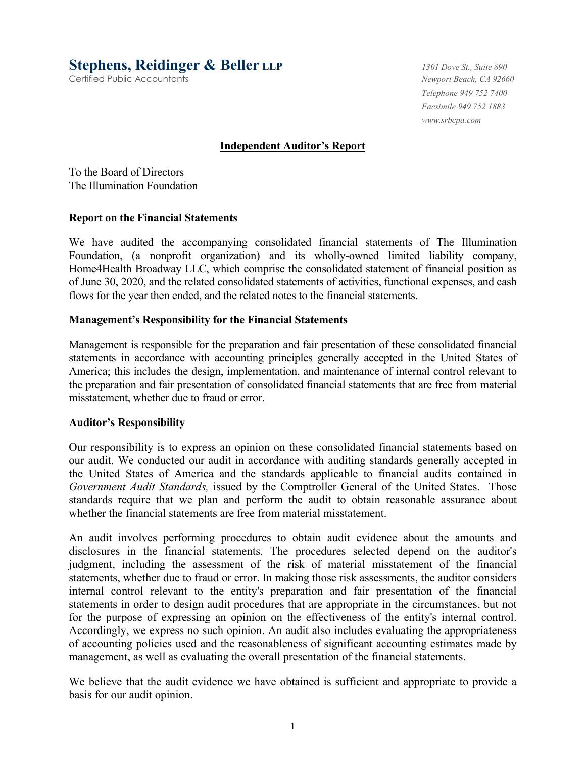**Stephens, Reidinger & Beller LLP**
Certified Public Accountants

*1301 Dove St., Suite 890*
*Newport Beach, CA 92660*
*Telephone 949 752 7400*
*Facsimile 949 752 1883*
*www.srbcpa.com*

## Independent Auditor's Report

To the Board of Directors
The Illumination Foundation

### Report on the Financial Statements

We have audited the accompanying consolidated financial statements of The Illumination Foundation, (a nonprofit organization) and its wholly-owned limited liability company, Home4Health Broadway LLC, which comprise the consolidated statement of financial position as of June 30, 2020, and the related consolidated statements of activities, functional expenses, and cash flows for the year then ended, and the related notes to the financial statements.

### Management's Responsibility for the Financial Statements

Management is responsible for the preparation and fair presentation of these consolidated financial statements in accordance with accounting principles generally accepted in the United States of America; this includes the design, implementation, and maintenance of internal control relevant to the preparation and fair presentation of consolidated financial statements that are free from material misstatement, whether due to fraud or error.

### Auditor's Responsibility

Our responsibility is to express an opinion on these consolidated financial statements based on our audit. We conducted our audit in accordance with auditing standards generally accepted in the United States of America and the standards applicable to financial audits contained in *Government Audit Standards,* issued by the Comptroller General of the United States. Those standards require that we plan and perform the audit to obtain reasonable assurance about whether the financial statements are free from material misstatement.

An audit involves performing procedures to obtain audit evidence about the amounts and disclosures in the financial statements. The procedures selected depend on the auditor's judgment, including the assessment of the risk of material misstatement of the financial statements, whether due to fraud or error. In making those risk assessments, the auditor considers internal control relevant to the entity's preparation and fair presentation of the financial statements in order to design audit procedures that are appropriate in the circumstances, but not for the purpose of expressing an opinion on the effectiveness of the entity's internal control. Accordingly, we express no such opinion. An audit also includes evaluating the appropriateness of accounting policies used and the reasonableness of significant accounting estimates made by management, as well as evaluating the overall presentation of the financial statements.

We believe that the audit evidence we have obtained is sufficient and appropriate to provide a basis for our audit opinion.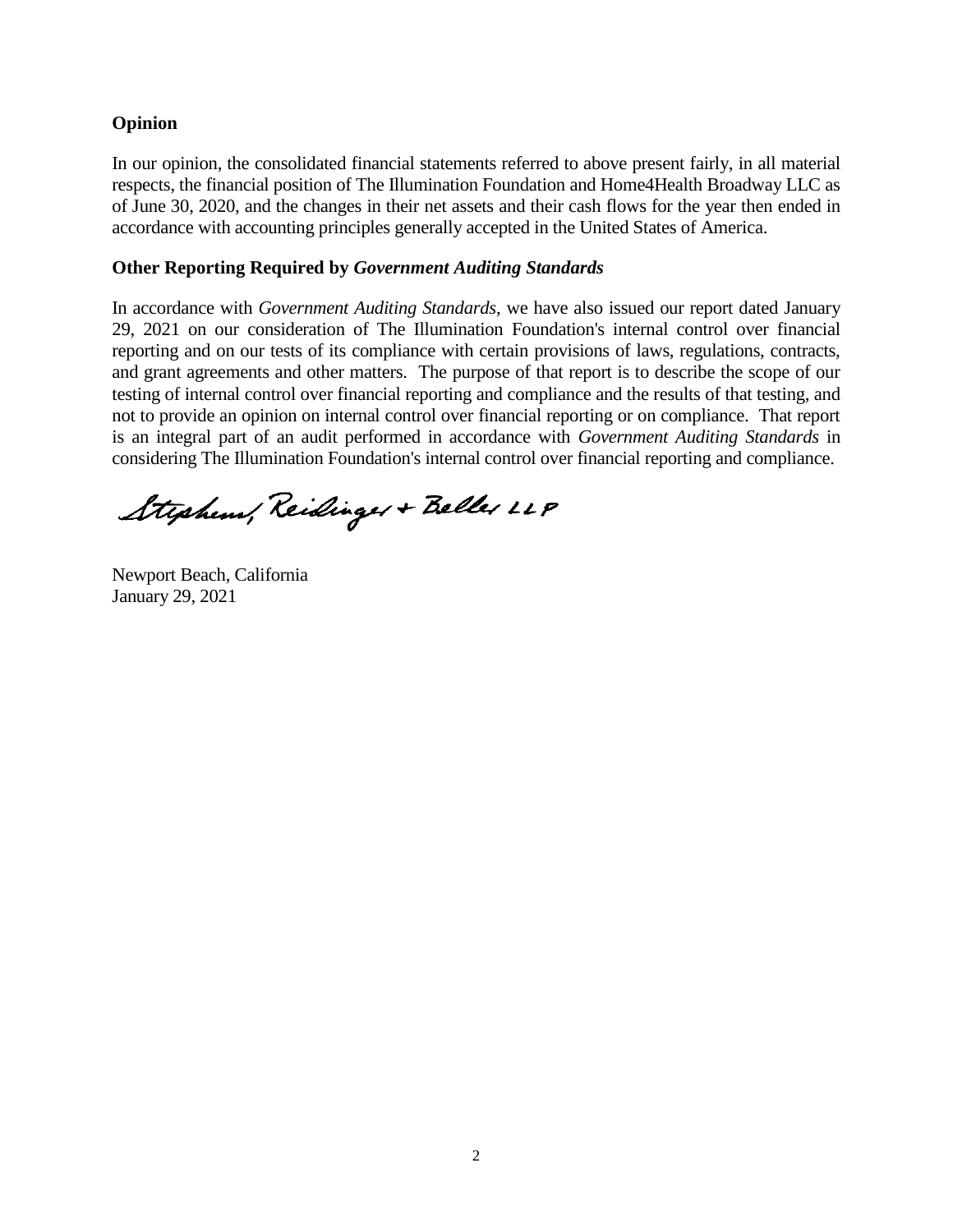**Opinion**

In our opinion, the consolidated financial statements referred to above present fairly, in all material respects, the financial position of The Illumination Foundation and Home4Health Broadway LLC as of June 30, 2020, and the changes in their net assets and their cash flows for the year then ended in accordance with accounting principles generally accepted in the United States of America.

**Other Reporting Required by *Government Auditing Standards***

In accordance with *Government Auditing Standards*, we have also issued our report dated January 29, 2021 on our consideration of The Illumination Foundation's internal control over financial reporting and on our tests of its compliance with certain provisions of laws, regulations, contracts, and grant agreements and other matters. The purpose of that report is to describe the scope of our testing of internal control over financial reporting and compliance and the results of that testing, and not to provide an opinion on internal control over financial reporting or on compliance. That report is an integral part of an audit performed in accordance with *Government Auditing Standards* in considering The Illumination Foundation's internal control over financial reporting and compliance.

Stephens, Reidinger + Beller LLP

Newport Beach, California
January 29, 2021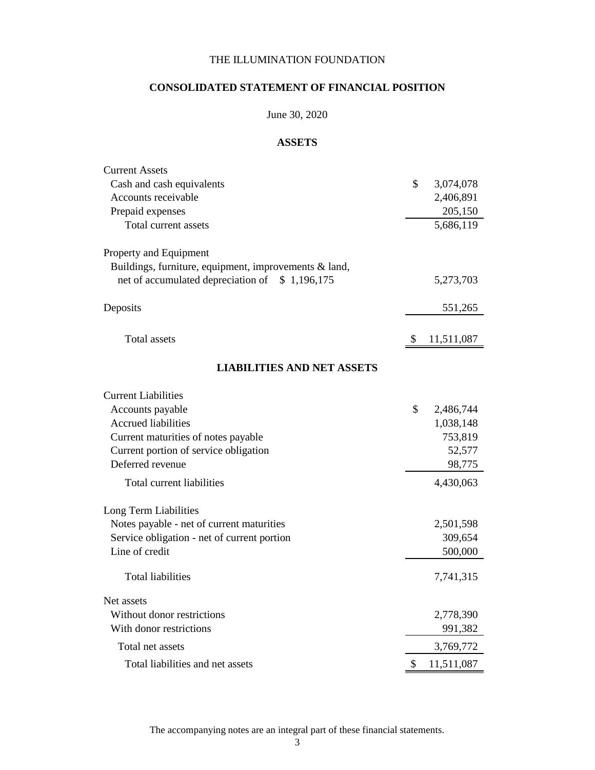THE ILLUMINATION FOUNDATION

## CONSOLIDATED STATEMENT OF FINANCIAL POSITION

June 30, 2020

### ASSETS

| | |
|---|---|
| Current Assets | |
| Cash and cash equivalents | $ 3,074,078 |
| Accounts receivable | 2,406,891 |
| Prepaid expenses | 205,150 |
| Total current assets | 5,686,119 |
| Property and Equipment | |
| Buildings, furniture, equipment, improvements & land, net of accumulated depreciation of $ 1,196,175 | 5,273,703 |
| Deposits | 551,265 |
| Total assets | $ 11,511,087 |

### LIABILITIES AND NET ASSETS

| | |
|---|---|
| Current Liabilities | |
| Accounts payable | $ 2,486,744 |
| Accrued liabilities | 1,038,148 |
| Current maturities of notes payable | 753,819 |
| Current portion of service obligation | 52,577 |
| Deferred revenue | 98,775 |
| Total current liabilities | 4,430,063 |
| Long Term Liabilities | |
| Notes payable - net of current maturities | 2,501,598 |
| Service obligation - net of current portion | 309,654 |
| Line of credit | 500,000 |
| Total liabilities | 7,741,315 |
| Net assets | |
| Without donor restrictions | 2,778,390 |
| With donor restrictions | 991,382 |
| Total net assets | 3,769,772 |
| Total liabilities and net assets | $ 11,511,087 |

The accompanying notes are an integral part of these financial statements.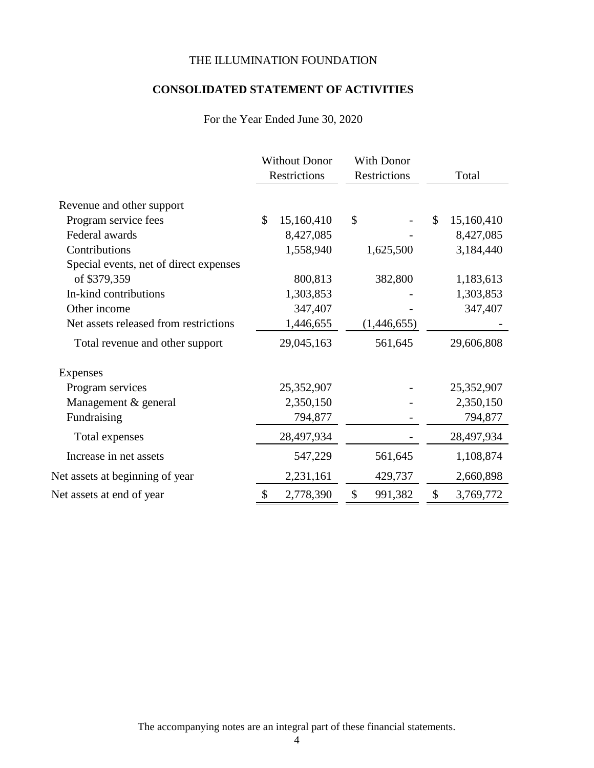THE ILLUMINATION FOUNDATION

**CONSOLIDATED STATEMENT OF ACTIVITIES**

For the Year Ended June 30, 2020

| | Without Donor Restrictions | With Donor Restrictions | Total |
|---|---|---|---|
| Revenue and other support | | | |
| Program service fees | $ 15,160,410 | $ - | $ 15,160,410 |
| Federal awards | 8,427,085 | - | 8,427,085 |
| Contributions | 1,558,940 | 1,625,500 | 3,184,440 |
| Special events, net of direct expenses of $379,359 | 800,813 | 382,800 | 1,183,613 |
| In-kind contributions | 1,303,853 | - | 1,303,853 |
| Other income | 347,407 | - | 347,407 |
| Net assets released from restrictions | 1,446,655 | (1,446,655) | - |
| Total revenue and other support | 29,045,163 | 561,645 | 29,606,808 |
| Expenses | | | |
| Program services | 25,352,907 | - | 25,352,907 |
| Management & general | 2,350,150 | - | 2,350,150 |
| Fundraising | 794,877 | - | 794,877 |
| Total expenses | 28,497,934 | - | 28,497,934 |
| Increase in net assets | 547,229 | 561,645 | 1,108,874 |
| Net assets at beginning of year | 2,231,161 | 429,737 | 2,660,898 |
| Net assets at end of year | $ 2,778,390 | $ 991,382 | $ 3,769,772 |

The accompanying notes are an integral part of these financial statements.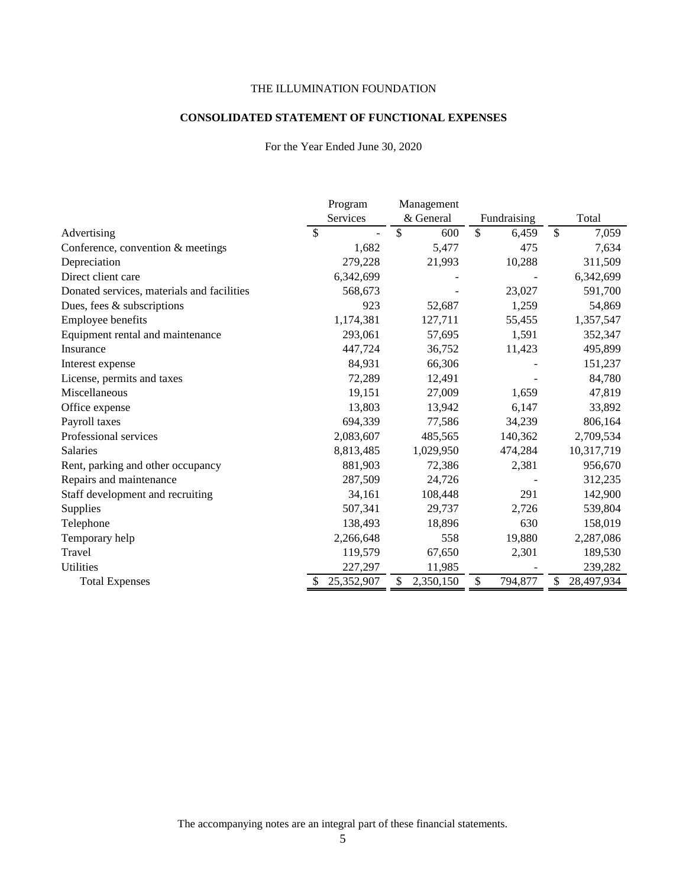THE ILLUMINATION FOUNDATION

## CONSOLIDATED STATEMENT OF FUNCTIONAL EXPENSES

For the Year Ended June 30, 2020

| | Program Services | Management & General | Fundraising | Total |
|---|---|---|---|---|
| Advertising | $ - | $ 600 | $ 6,459 | $ 7,059 |
| Conference, convention & meetings | 1,682 | 5,477 | 475 | 7,634 |
| Depreciation | 279,228 | 21,993 | 10,288 | 311,509 |
| Direct client care | 6,342,699 | - | - | 6,342,699 |
| Donated services, materials and facilities | 568,673 | - | 23,027 | 591,700 |
| Dues, fees & subscriptions | 923 | 52,687 | 1,259 | 54,869 |
| Employee benefits | 1,174,381 | 127,711 | 55,455 | 1,357,547 |
| Equipment rental and maintenance | 293,061 | 57,695 | 1,591 | 352,347 |
| Insurance | 447,724 | 36,752 | 11,423 | 495,899 |
| Interest expense | 84,931 | 66,306 | - | 151,237 |
| License, permits and taxes | 72,289 | 12,491 | - | 84,780 |
| Miscellaneous | 19,151 | 27,009 | 1,659 | 47,819 |
| Office expense | 13,803 | 13,942 | 6,147 | 33,892 |
| Payroll taxes | 694,339 | 77,586 | 34,239 | 806,164 |
| Professional services | 2,083,607 | 485,565 | 140,362 | 2,709,534 |
| Salaries | 8,813,485 | 1,029,950 | 474,284 | 10,317,719 |
| Rent, parking and other occupancy | 881,903 | 72,386 | 2,381 | 956,670 |
| Repairs and maintenance | 287,509 | 24,726 | - | 312,235 |
| Staff development and recruiting | 34,161 | 108,448 | 291 | 142,900 |
| Supplies | 507,341 | 29,737 | 2,726 | 539,804 |
| Telephone | 138,493 | 18,896 | 630 | 158,019 |
| Temporary help | 2,266,648 | 558 | 19,880 | 2,287,086 |
| Travel | 119,579 | 67,650 | 2,301 | 189,530 |
| Utilities | 227,297 | 11,985 | - | 239,282 |
| Total Expenses | $ 25,352,907 | $ 2,350,150 | $ 794,877 | $ 28,497,934 |

The accompanying notes are an integral part of these financial statements.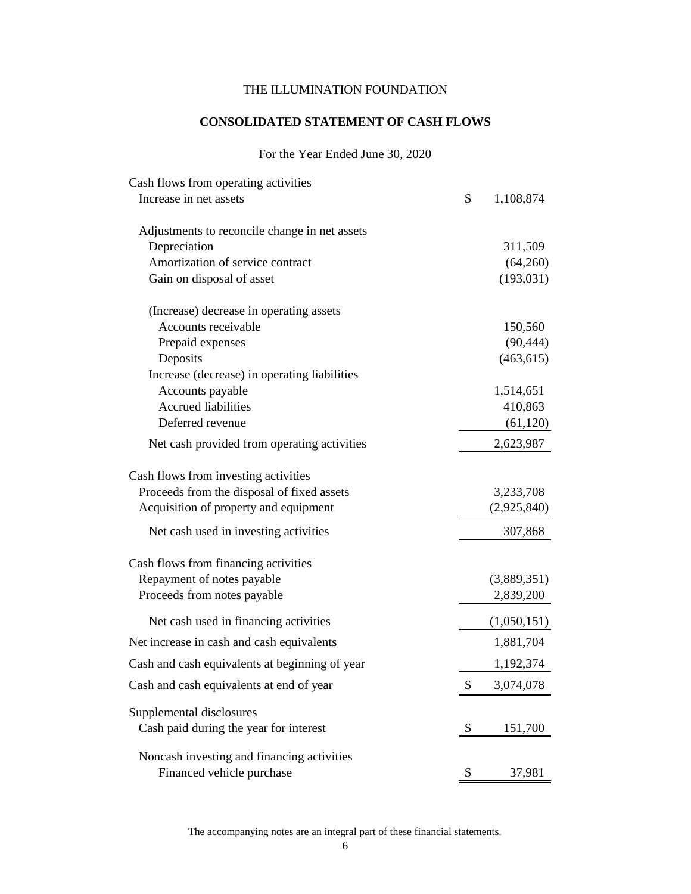THE ILLUMINATION FOUNDATION

**CONSOLIDATED STATEMENT OF CASH FLOWS**

For the Year Ended June 30, 2020

| | |
|---|---|
| Cash flows from operating activities | |
| Increase in net assets | $ 1,108,874 |
| | |
| Adjustments to reconcile change in net assets | |
| Depreciation | 311,509 |
| Amortization of service contract | (64,260) |
| Gain on disposal of asset | (193,031) |
| | |
| (Increase) decrease in operating assets | |
| Accounts receivable | 150,560 |
| Prepaid expenses | (90,444) |
| Deposits | (463,615) |
| Increase (decrease) in operating liabilities | |
| Accounts payable | 1,514,651 |
| Accrued liabilities | 410,863 |
| Deferred revenue | (61,120) |
| Net cash provided from operating activities | 2,623,987 |
| | |
| Cash flows from investing activities | |
| Proceeds from the disposal of fixed assets | 3,233,708 |
| Acquisition of property and equipment | (2,925,840) |
| Net cash used in investing activities | 307,868 |
| | |
| Cash flows from financing activities | |
| Repayment of notes payable | (3,889,351) |
| Proceeds from notes payable | 2,839,200 |
| Net cash used in financing activities | (1,050,151) |
| Net increase in cash and cash equivalents | 1,881,704 |
| Cash and cash equivalents at beginning of year | 1,192,374 |
| Cash and cash equivalents at end of year | $ 3,074,078 |
| | |
| Supplemental disclosures | |
| Cash paid during the year for interest | $ 151,700 |
| | |
| Noncash investing and financing activities | |
| Financed vehicle purchase | $ 37,981 |

The accompanying notes are an integral part of these financial statements.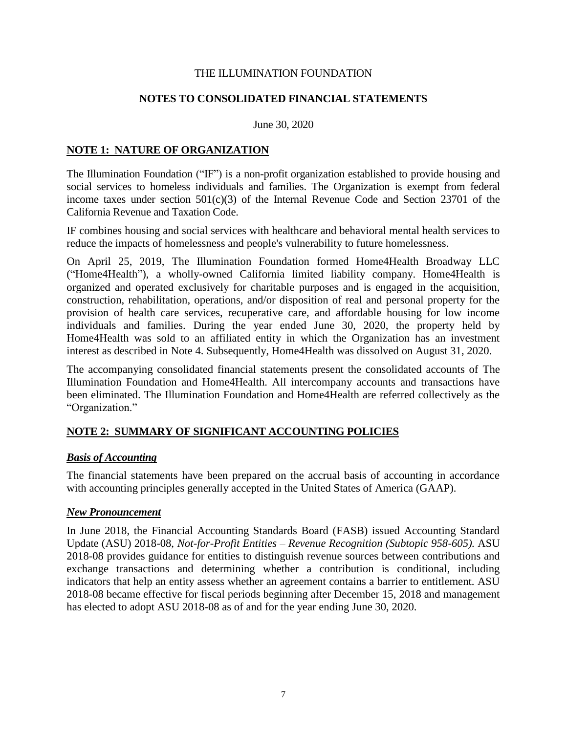# THE ILLUMINATION FOUNDATION

## NOTES TO CONSOLIDATED FINANCIAL STATEMENTS

June 30, 2020

## NOTE 1: NATURE OF ORGANIZATION

The Illumination Foundation ("IF") is a non-profit organization established to provide housing and social services to homeless individuals and families. The Organization is exempt from federal income taxes under section 501(c)(3) of the Internal Revenue Code and Section 23701 of the California Revenue and Taxation Code.

IF combines housing and social services with healthcare and behavioral mental health services to reduce the impacts of homelessness and people's vulnerability to future homelessness.

On April 25, 2019, The Illumination Foundation formed Home4Health Broadway LLC ("Home4Health"), a wholly-owned California limited liability company. Home4Health is organized and operated exclusively for charitable purposes and is engaged in the acquisition, construction, rehabilitation, operations, and/or disposition of real and personal property for the provision of health care services, recuperative care, and affordable housing for low income individuals and families. During the year ended June 30, 2020, the property held by Home4Health was sold to an affiliated entity in which the Organization has an investment interest as described in Note 4. Subsequently, Home4Health was dissolved on August 31, 2020.

The accompanying consolidated financial statements present the consolidated accounts of The Illumination Foundation and Home4Health. All intercompany accounts and transactions have been eliminated. The Illumination Foundation and Home4Health are referred collectively as the "Organization."

## NOTE 2: SUMMARY OF SIGNIFICANT ACCOUNTING POLICIES

### *Basis of Accounting*

The financial statements have been prepared on the accrual basis of accounting in accordance with accounting principles generally accepted in the United States of America (GAAP).

### *New Pronouncement*

In June 2018, the Financial Accounting Standards Board (FASB) issued Accounting Standard Update (ASU) 2018-08, *Not-for-Profit Entities – Revenue Recognition (Subtopic 958-605).* ASU 2018-08 provides guidance for entities to distinguish revenue sources between contributions and exchange transactions and determining whether a contribution is conditional, including indicators that help an entity assess whether an agreement contains a barrier to entitlement. ASU 2018-08 became effective for fiscal periods beginning after December 15, 2018 and management has elected to adopt ASU 2018-08 as of and for the year ending June 30, 2020.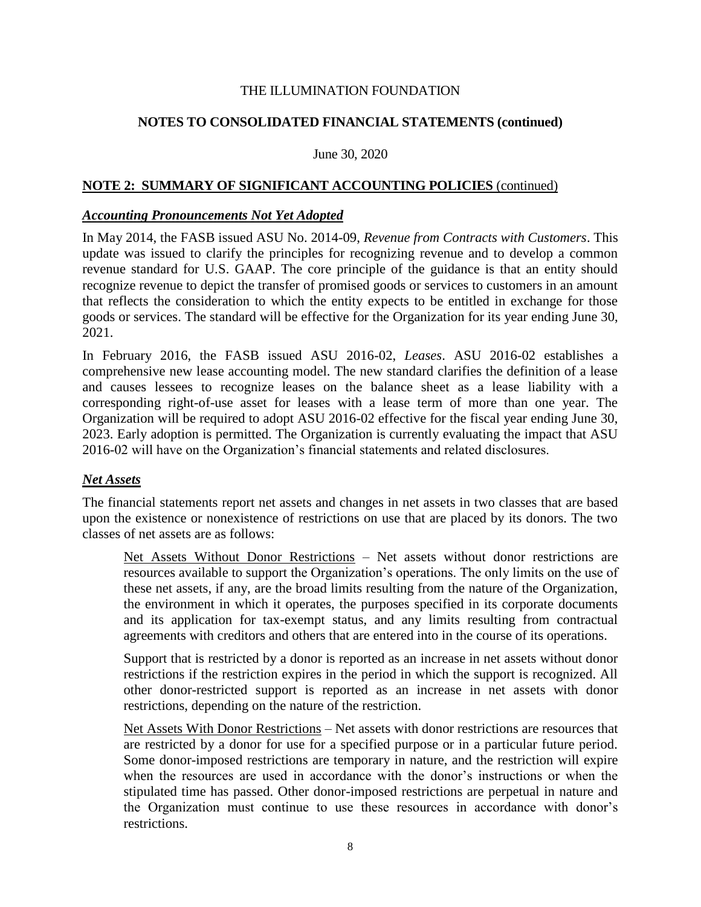THE ILLUMINATION FOUNDATION

**NOTES TO CONSOLIDATED FINANCIAL STATEMENTS (continued)**

June 30, 2020

## NOTE 2: SUMMARY OF SIGNIFICANT ACCOUNTING POLICIES (continued)

### *Accounting Pronouncements Not Yet Adopted*

In May 2014, the FASB issued ASU No. 2014-09, *Revenue from Contracts with Customers*. This update was issued to clarify the principles for recognizing revenue and to develop a common revenue standard for U.S. GAAP. The core principle of the guidance is that an entity should recognize revenue to depict the transfer of promised goods or services to customers in an amount that reflects the consideration to which the entity expects to be entitled in exchange for those goods or services. The standard will be effective for the Organization for its year ending June 30, 2021.

In February 2016, the FASB issued ASU 2016-02, *Leases*. ASU 2016-02 establishes a comprehensive new lease accounting model. The new standard clarifies the definition of a lease and causes lessees to recognize leases on the balance sheet as a lease liability with a corresponding right-of-use asset for leases with a lease term of more than one year. The Organization will be required to adopt ASU 2016-02 effective for the fiscal year ending June 30, 2023. Early adoption is permitted. The Organization is currently evaluating the impact that ASU 2016-02 will have on the Organization's financial statements and related disclosures.

### *Net Assets*

The financial statements report net assets and changes in net assets in two classes that are based upon the existence or nonexistence of restrictions on use that are placed by its donors. The two classes of net assets are as follows:

Net Assets Without Donor Restrictions – Net assets without donor restrictions are resources available to support the Organization's operations. The only limits on the use of these net assets, if any, are the broad limits resulting from the nature of the Organization, the environment in which it operates, the purposes specified in its corporate documents and its application for tax-exempt status, and any limits resulting from contractual agreements with creditors and others that are entered into in the course of its operations.

Support that is restricted by a donor is reported as an increase in net assets without donor restrictions if the restriction expires in the period in which the support is recognized. All other donor-restricted support is reported as an increase in net assets with donor restrictions, depending on the nature of the restriction.

Net Assets With Donor Restrictions – Net assets with donor restrictions are resources that are restricted by a donor for use for a specified purpose or in a particular future period. Some donor-imposed restrictions are temporary in nature, and the restriction will expire when the resources are used in accordance with the donor's instructions or when the stipulated time has passed. Other donor-imposed restrictions are perpetual in nature and the Organization must continue to use these resources in accordance with donor's restrictions.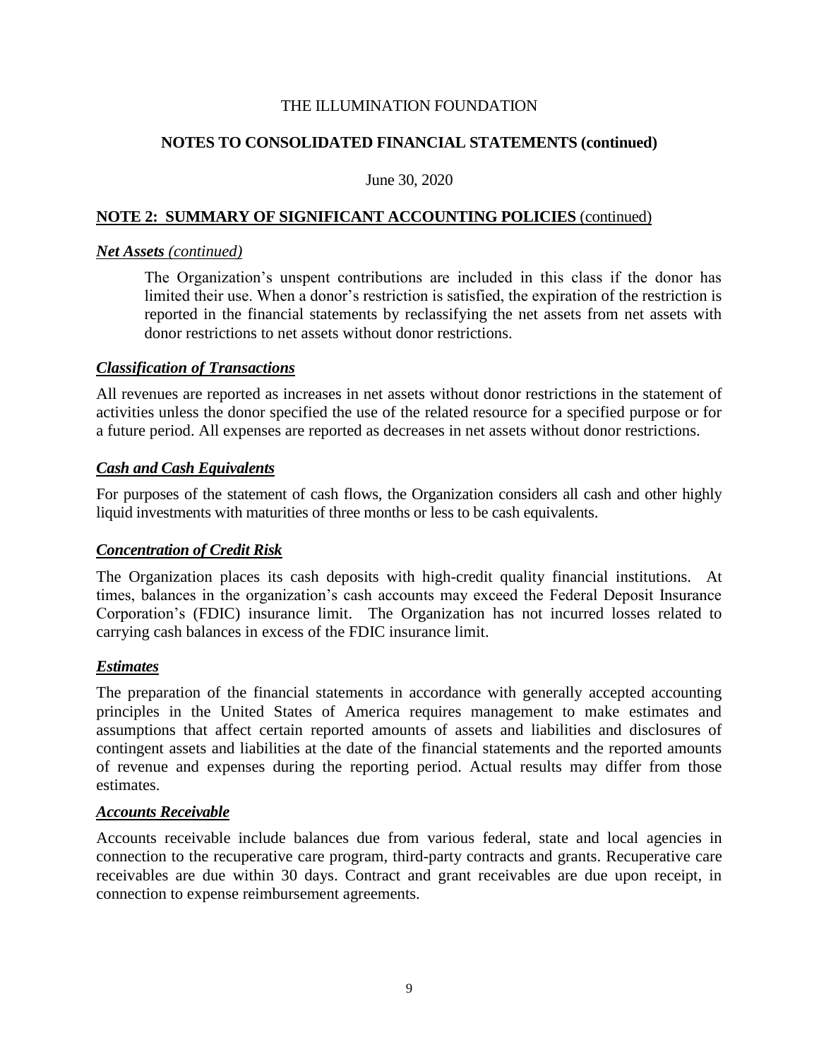THE ILLUMINATION FOUNDATION

**NOTES TO CONSOLIDATED FINANCIAL STATEMENTS (continued)**

June 30, 2020

## NOTE 2: SUMMARY OF SIGNIFICANT ACCOUNTING POLICIES (continued)

### *Net Assets (continued)*

The Organization's unspent contributions are included in this class if the donor has limited their use. When a donor's restriction is satisfied, the expiration of the restriction is reported in the financial statements by reclassifying the net assets from net assets with donor restrictions to net assets without donor restrictions.

### *Classification of Transactions*

All revenues are reported as increases in net assets without donor restrictions in the statement of activities unless the donor specified the use of the related resource for a specified purpose or for a future period. All expenses are reported as decreases in net assets without donor restrictions.

### *Cash and Cash Equivalents*

For purposes of the statement of cash flows, the Organization considers all cash and other highly liquid investments with maturities of three months or less to be cash equivalents.

### *Concentration of Credit Risk*

The Organization places its cash deposits with high-credit quality financial institutions. At times, balances in the organization's cash accounts may exceed the Federal Deposit Insurance Corporation's (FDIC) insurance limit. The Organization has not incurred losses related to carrying cash balances in excess of the FDIC insurance limit.

### *Estimates*

The preparation of the financial statements in accordance with generally accepted accounting principles in the United States of America requires management to make estimates and assumptions that affect certain reported amounts of assets and liabilities and disclosures of contingent assets and liabilities at the date of the financial statements and the reported amounts of revenue and expenses during the reporting period. Actual results may differ from those estimates.

### *Accounts Receivable*

Accounts receivable include balances due from various federal, state and local agencies in connection to the recuperative care program, third-party contracts and grants. Recuperative care receivables are due within 30 days. Contract and grant receivables are due upon receipt, in connection to expense reimbursement agreements.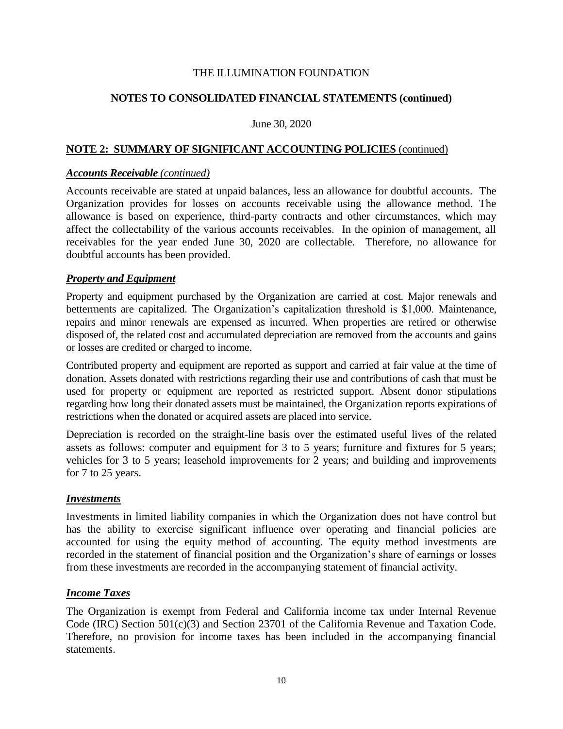THE ILLUMINATION FOUNDATION

**NOTES TO CONSOLIDATED FINANCIAL STATEMENTS (continued)**

June 30, 2020

## NOTE 2: SUMMARY OF SIGNIFICANT ACCOUNTING POLICIES (continued)

### *Accounts Receivable (continued)*

Accounts receivable are stated at unpaid balances, less an allowance for doubtful accounts. The Organization provides for losses on accounts receivable using the allowance method. The allowance is based on experience, third-party contracts and other circumstances, which may affect the collectability of the various accounts receivables. In the opinion of management, all receivables for the year ended June 30, 2020 are collectable. Therefore, no allowance for doubtful accounts has been provided.

### *Property and Equipment*

Property and equipment purchased by the Organization are carried at cost. Major renewals and betterments are capitalized. The Organization's capitalization threshold is $1,000. Maintenance, repairs and minor renewals are expensed as incurred. When properties are retired or otherwise disposed of, the related cost and accumulated depreciation are removed from the accounts and gains or losses are credited or charged to income.

Contributed property and equipment are reported as support and carried at fair value at the time of donation. Assets donated with restrictions regarding their use and contributions of cash that must be used for property or equipment are reported as restricted support. Absent donor stipulations regarding how long their donated assets must be maintained, the Organization reports expirations of restrictions when the donated or acquired assets are placed into service.

Depreciation is recorded on the straight-line basis over the estimated useful lives of the related assets as follows: computer and equipment for 3 to 5 years; furniture and fixtures for 5 years; vehicles for 3 to 5 years; leasehold improvements for 2 years; and building and improvements for 7 to 25 years.

### *Investments*

Investments in limited liability companies in which the Organization does not have control but has the ability to exercise significant influence over operating and financial policies are accounted for using the equity method of accounting. The equity method investments are recorded in the statement of financial position and the Organization's share of earnings or losses from these investments are recorded in the accompanying statement of financial activity.

### *Income Taxes*

The Organization is exempt from Federal and California income tax under Internal Revenue Code (IRC) Section 501(c)(3) and Section 23701 of the California Revenue and Taxation Code. Therefore, no provision for income taxes has been included in the accompanying financial statements.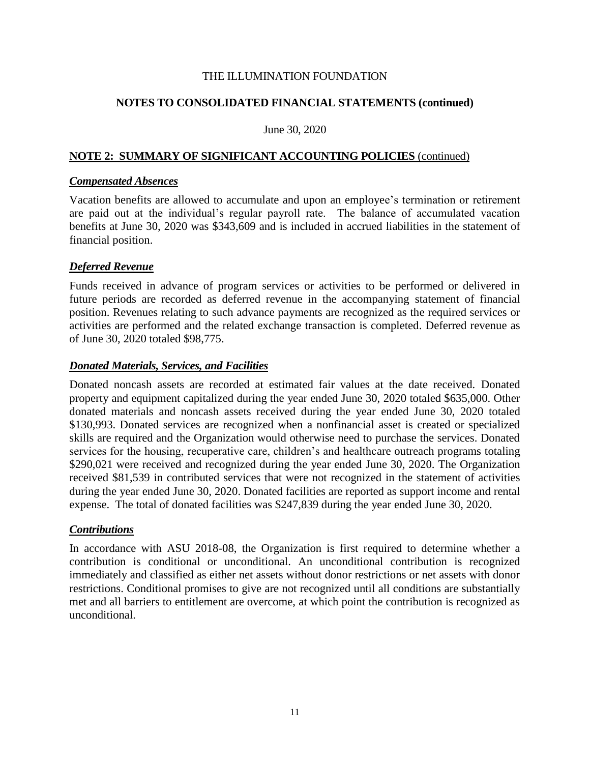THE ILLUMINATION FOUNDATION

## NOTES TO CONSOLIDATED FINANCIAL STATEMENTS (continued)

June 30, 2020

### NOTE 2: SUMMARY OF SIGNIFICANT ACCOUNTING POLICIES (continued)

***Compensated Absences***

Vacation benefits are allowed to accumulate and upon an employee's termination or retirement are paid out at the individual's regular payroll rate. The balance of accumulated vacation benefits at June 30, 2020 was \$343,609 and is included in accrued liabilities in the statement of financial position.

***Deferred Revenue***

Funds received in advance of program services or activities to be performed or delivered in future periods are recorded as deferred revenue in the accompanying statement of financial position. Revenues relating to such advance payments are recognized as the required services or activities are performed and the related exchange transaction is completed. Deferred revenue as of June 30, 2020 totaled \$98,775.

***Donated Materials, Services, and Facilities***

Donated noncash assets are recorded at estimated fair values at the date received. Donated property and equipment capitalized during the year ended June 30, 2020 totaled \$635,000. Other donated materials and noncash assets received during the year ended June 30, 2020 totaled \$130,993. Donated services are recognized when a nonfinancial asset is created or specialized skills are required and the Organization would otherwise need to purchase the services. Donated services for the housing, recuperative care, children's and healthcare outreach programs totaling \$290,021 were received and recognized during the year ended June 30, 2020. The Organization received \$81,539 in contributed services that were not recognized in the statement of activities during the year ended June 30, 2020. Donated facilities are reported as support income and rental expense. The total of donated facilities was \$247,839 during the year ended June 30, 2020.

***Contributions***

In accordance with ASU 2018-08, the Organization is first required to determine whether a contribution is conditional or unconditional. An unconditional contribution is recognized immediately and classified as either net assets without donor restrictions or net assets with donor restrictions. Conditional promises to give are not recognized until all conditions are substantially met and all barriers to entitlement are overcome, at which point the contribution is recognized as unconditional.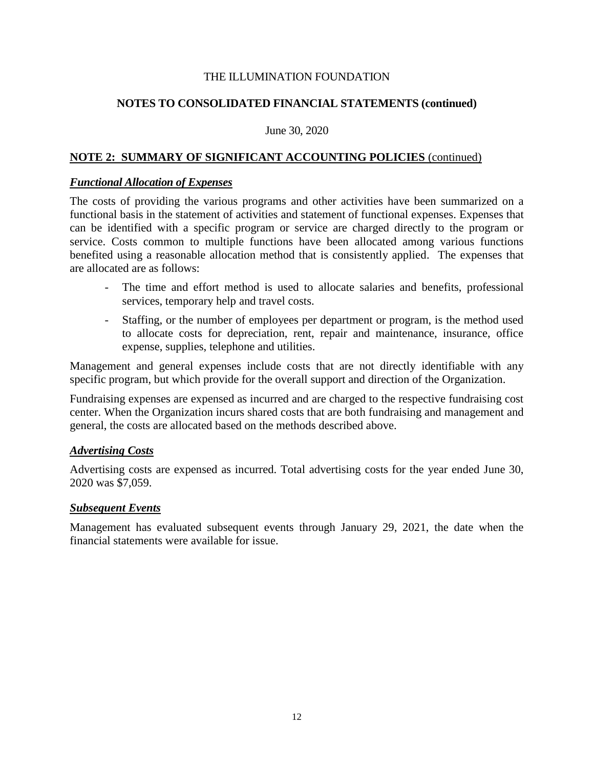THE ILLUMINATION FOUNDATION

**NOTES TO CONSOLIDATED FINANCIAL STATEMENTS (continued)**

June 30, 2020

## NOTE 2: SUMMARY OF SIGNIFICANT ACCOUNTING POLICIES (continued)

### *Functional Allocation of Expenses*

The costs of providing the various programs and other activities have been summarized on a functional basis in the statement of activities and statement of functional expenses. Expenses that can be identified with a specific program or service are charged directly to the program or service. Costs common to multiple functions have been allocated among various functions benefited using a reasonable allocation method that is consistently applied. The expenses that are allocated are as follows:

- The time and effort method is used to allocate salaries and benefits, professional services, temporary help and travel costs.
- Staffing, or the number of employees per department or program, is the method used to allocate costs for depreciation, rent, repair and maintenance, insurance, office expense, supplies, telephone and utilities.

Management and general expenses include costs that are not directly identifiable with any specific program, but which provide for the overall support and direction of the Organization.

Fundraising expenses are expensed as incurred and are charged to the respective fundraising cost center. When the Organization incurs shared costs that are both fundraising and management and general, the costs are allocated based on the methods described above.

### *Advertising Costs*

Advertising costs are expensed as incurred. Total advertising costs for the year ended June 30, 2020 was $7,059.

### *Subsequent Events*

Management has evaluated subsequent events through January 29, 2021, the date when the financial statements were available for issue.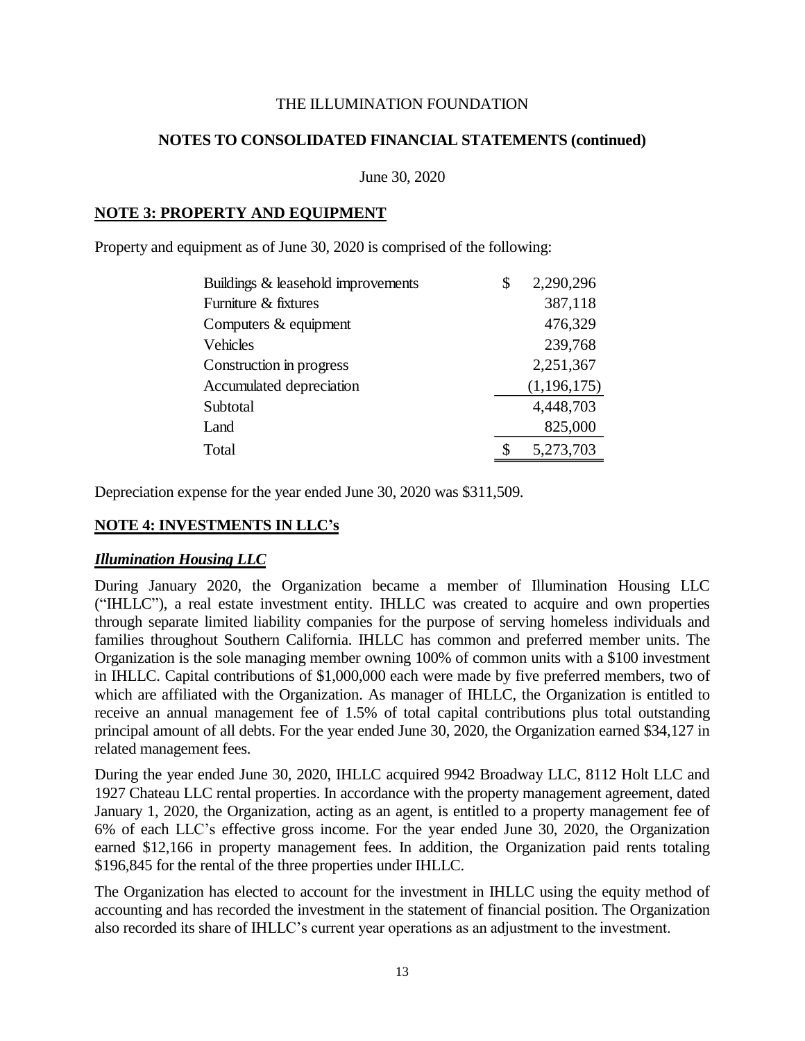THE ILLUMINATION FOUNDATION

**NOTES TO CONSOLIDATED FINANCIAL STATEMENTS (continued)**

June 30, 2020

## NOTE 3: PROPERTY AND EQUIPMENT

Property and equipment as of June 30, 2020 is comprised of the following:

| | |
|---|---|
| Buildings & leasehold improvements | $ 2,290,296 |
| Furniture & fixtures | 387,118 |
| Computers & equipment | 476,329 |
| Vehicles | 239,768 |
| Construction in progress | 2,251,367 |
| Accumulated depreciation | (1,196,175) |
| Subtotal | 4,448,703 |
| Land | 825,000 |
| Total | $ 5,273,703 |

Depreciation expense for the year ended June 30, 2020 was $311,509.

## NOTE 4: INVESTMENTS IN LLC's

### *Illumination Housing LLC*

During January 2020, the Organization became a member of Illumination Housing LLC ("IHLLC"), a real estate investment entity. IHLLC was created to acquire and own properties through separate limited liability companies for the purpose of serving homeless individuals and families throughout Southern California. IHLLC has common and preferred member units. The Organization is the sole managing member owning 100% of common units with a $100 investment in IHLLC. Capital contributions of $1,000,000 each were made by five preferred members, two of which are affiliated with the Organization. As manager of IHLLC, the Organization is entitled to receive an annual management fee of 1.5% of total capital contributions plus total outstanding principal amount of all debts. For the year ended June 30, 2020, the Organization earned $34,127 in related management fees.

During the year ended June 30, 2020, IHLLC acquired 9942 Broadway LLC, 8112 Holt LLC and 1927 Chateau LLC rental properties. In accordance with the property management agreement, dated January 1, 2020, the Organization, acting as an agent, is entitled to a property management fee of 6% of each LLC's effective gross income. For the year ended June 30, 2020, the Organization earned $12,166 in property management fees. In addition, the Organization paid rents totaling $196,845 for the rental of the three properties under IHLLC.

The Organization has elected to account for the investment in IHLLC using the equity method of accounting and has recorded the investment in the statement of financial position. The Organization also recorded its share of IHLLC's current year operations as an adjustment to the investment.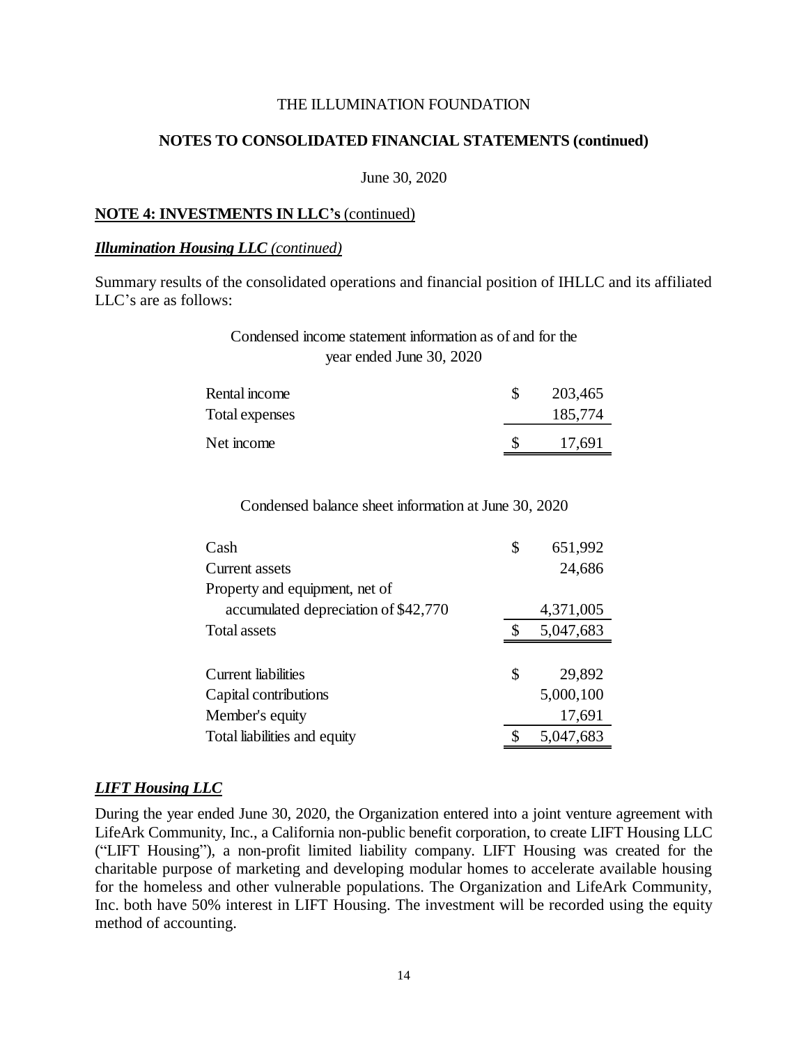THE ILLUMINATION FOUNDATION

**NOTES TO CONSOLIDATED FINANCIAL STATEMENTS (continued)**

June 30, 2020

**NOTE 4: INVESTMENTS IN LLC's** (continued)

***Illumination Housing LLC*** *(continued)*

Summary results of the consolidated operations and financial position of IHLLC and its affiliated LLC's are as follows:

Condensed income statement information as of and for the year ended June 30, 2020

| | | |
|---|---|---|
| Rental income | $ | 203,465 |
| Total expenses | | 185,774 |
| Net income | $ | 17,691 |

Condensed balance sheet information at June 30, 2020

| | | |
|---|---|---|
| Cash | $ | 651,992 |
| Current assets | | 24,686 |
| Property and equipment, net of accumulated depreciation of $42,770 | | 4,371,005 |
| Total assets | $ | 5,047,683 |
| | | |
| Current liabilities | $ | 29,892 |
| Capital contributions | | 5,000,100 |
| Member's equity | | 17,691 |
| Total liabilities and equity | $ | 5,047,683 |

***LIFT Housing LLC***

During the year ended June 30, 2020, the Organization entered into a joint venture agreement with LifeArk Community, Inc., a California non-public benefit corporation, to create LIFT Housing LLC ("LIFT Housing"), a non-profit limited liability company. LIFT Housing was created for the charitable purpose of marketing and developing modular homes to accelerate available housing for the homeless and other vulnerable populations. The Organization and LifeArk Community, Inc. both have 50% interest in LIFT Housing. The investment will be recorded using the equity method of accounting.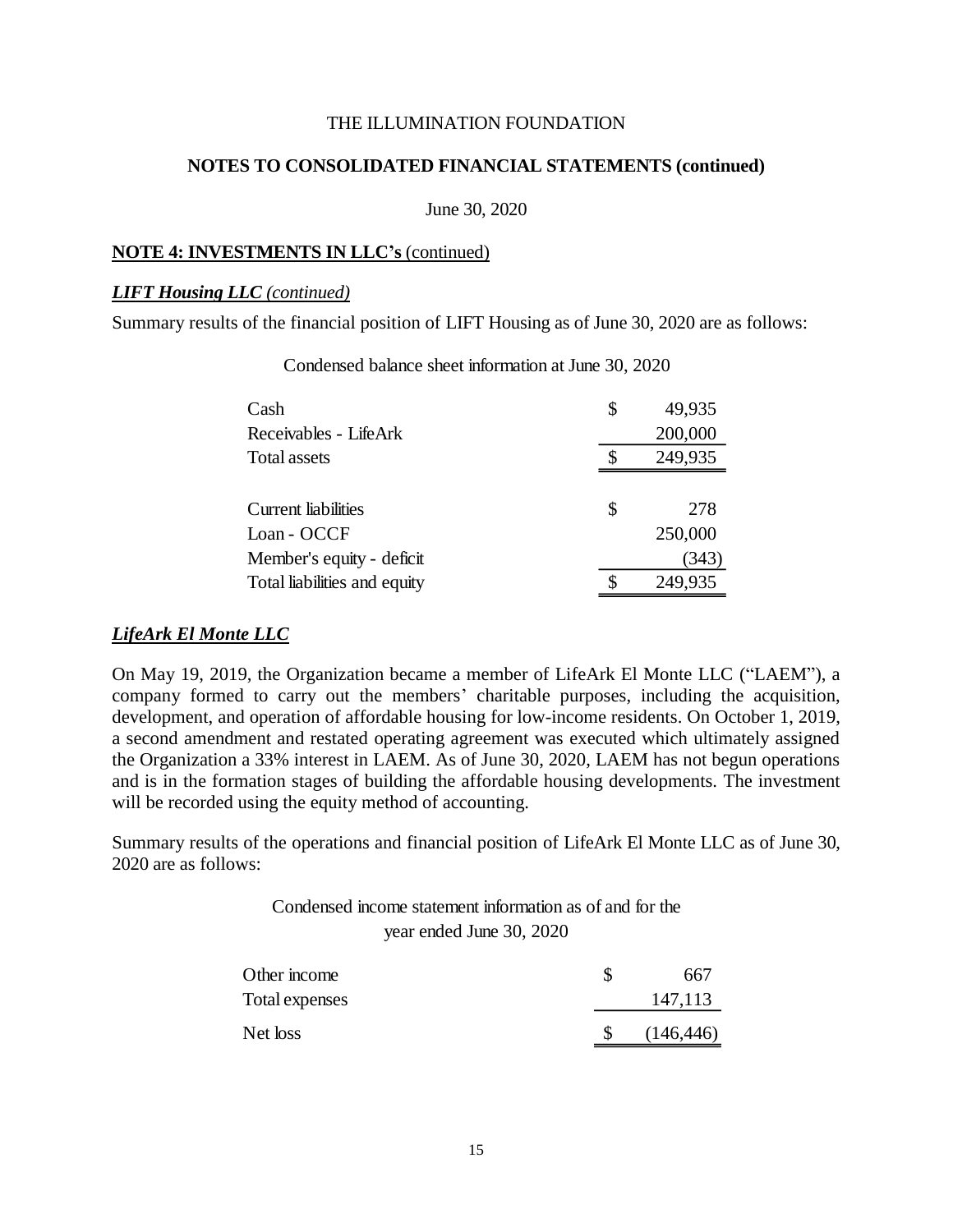# THE ILLUMINATION FOUNDATION

## NOTES TO CONSOLIDATED FINANCIAL STATEMENTS (continued)

June 30, 2020

### NOTE 4: INVESTMENTS IN LLC's (continued)

***LIFT Housing LLC*** *(continued)*

Summary results of the financial position of LIFT Housing as of June 30, 2020 are as follows:

Condensed balance sheet information at June 30, 2020

| | | |
|---|---|---|
| Cash | $ | 49,935 |
| Receivables - LifeArk | | 200,000 |
| Total assets | $ | 249,935 |
| | | |
| Current liabilities | $ | 278 |
| Loan - OCCF | | 250,000 |
| Member's equity - deficit | | (343) |
| Total liabilities and equity | $ | 249,935 |

***LifeArk El Monte LLC***

On May 19, 2019, the Organization became a member of LifeArk El Monte LLC ("LAEM"), a company formed to carry out the members' charitable purposes, including the acquisition, development, and operation of affordable housing for low-income residents. On October 1, 2019, a second amendment and restated operating agreement was executed which ultimately assigned the Organization a 33% interest in LAEM. As of June 30, 2020, LAEM has not begun operations and is in the formation stages of building the affordable housing developments. The investment will be recorded using the equity method of accounting.

Summary results of the operations and financial position of LifeArk El Monte LLC as of June 30, 2020 are as follows:

Condensed income statement information as of and for the year ended June 30, 2020

| | | |
|---|---|---|
| Other income | $ | 667 |
| Total expenses | | 147,113 |
| Net loss | $ | (146,446) |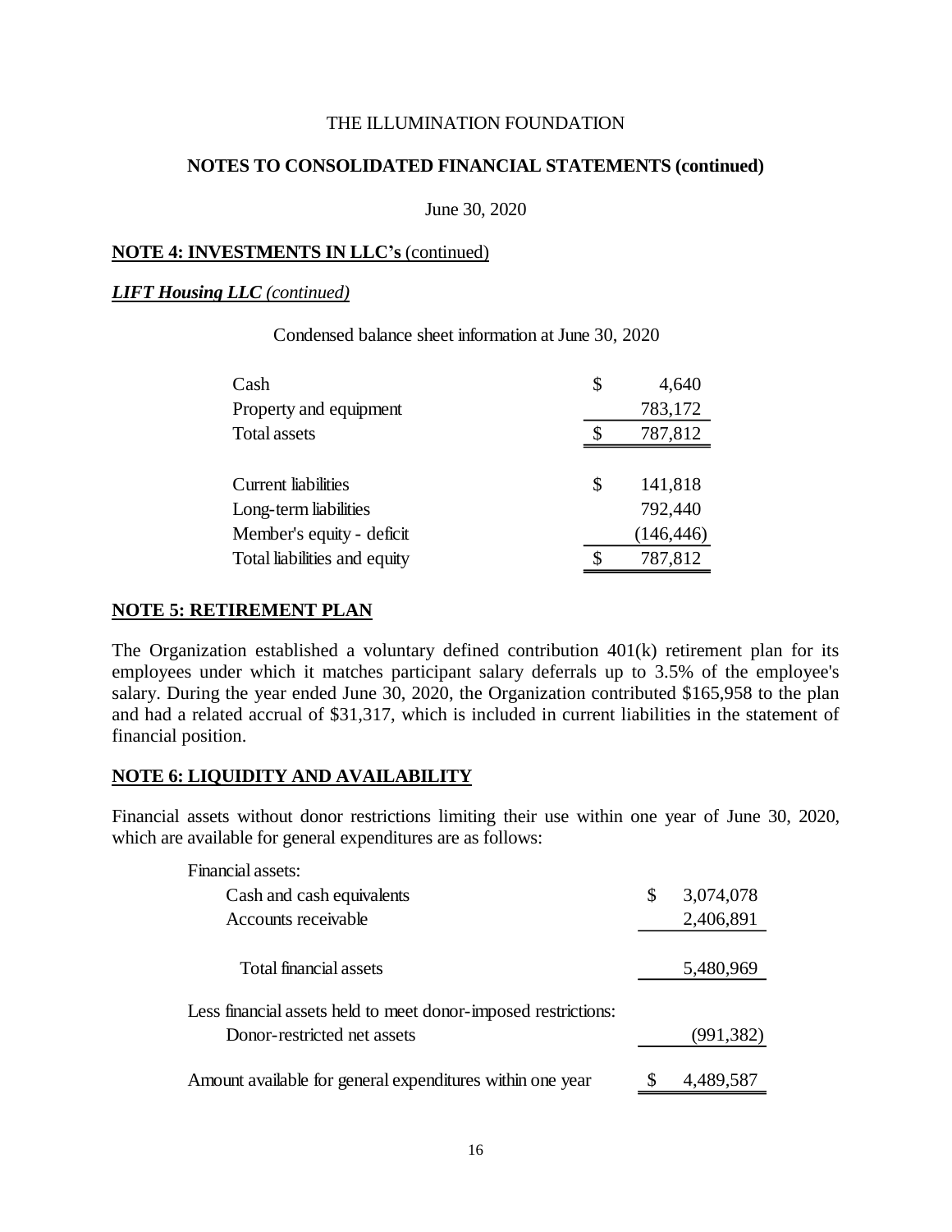THE ILLUMINATION FOUNDATION

**NOTES TO CONSOLIDATED FINANCIAL STATEMENTS (continued)**

June 30, 2020

**NOTE 4: INVESTMENTS IN LLC's** (continued)

***LIFT Housing LLC*** *(continued)*

Condensed balance sheet information at June 30, 2020

| | | |
|---|---|---|
| Cash | $ | 4,640 |
| Property and equipment | | 783,172 |
| Total assets | $ | 787,812 |
| | | |
| Current liabilities | $ | 141,818 |
| Long-term liabilities | | 792,440 |
| Member's equity - deficit | | (146,446) |
| Total liabilities and equity | $ | 787,812 |

**NOTE 5: RETIREMENT PLAN**

The Organization established a voluntary defined contribution 401(k) retirement plan for its employees under which it matches participant salary deferrals up to 3.5% of the employee's salary. During the year ended June 30, 2020, the Organization contributed $165,958 to the plan and had a related accrual of $31,317, which is included in current liabilities in the statement of financial position.

**NOTE 6: LIQUIDITY AND AVAILABILITY**

Financial assets without donor restrictions limiting their use within one year of June 30, 2020, which are available for general expenditures are as follows:

| | | |
|---|---|---|
| Financial assets: | | |
| Cash and cash equivalents | $ | 3,074,078 |
| Accounts receivable | | 2,406,891 |
| Total financial assets | | 5,480,969 |
| Less financial assets held to meet donor-imposed restrictions: | | |
| Donor-restricted net assets | | (991,382) |
| Amount available for general expenditures within one year | $ | 4,489,587 |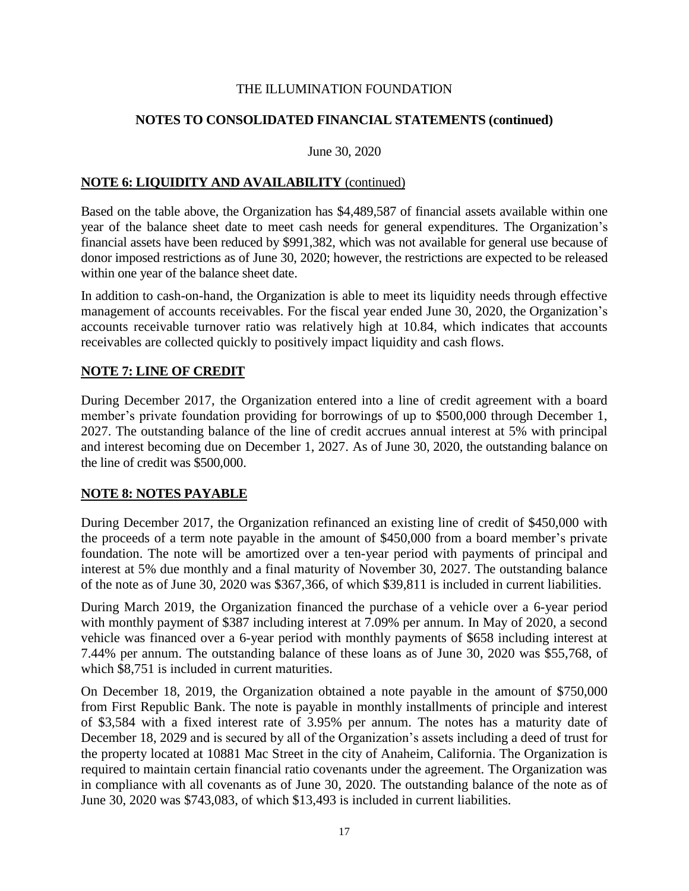THE ILLUMINATION FOUNDATION

**NOTES TO CONSOLIDATED FINANCIAL STATEMENTS (continued)**

June 30, 2020

## NOTE 6: LIQUIDITY AND AVAILABILITY (continued)

Based on the table above, the Organization has $4,489,587 of financial assets available within one year of the balance sheet date to meet cash needs for general expenditures. The Organization's financial assets have been reduced by $991,382, which was not available for general use because of donor imposed restrictions as of June 30, 2020; however, the restrictions are expected to be released within one year of the balance sheet date.

In addition to cash-on-hand, the Organization is able to meet its liquidity needs through effective management of accounts receivables. For the fiscal year ended June 30, 2020, the Organization's accounts receivable turnover ratio was relatively high at 10.84, which indicates that accounts receivables are collected quickly to positively impact liquidity and cash flows.

## NOTE 7: LINE OF CREDIT

During December 2017, the Organization entered into a line of credit agreement with a board member's private foundation providing for borrowings of up to $500,000 through December 1, 2027. The outstanding balance of the line of credit accrues annual interest at 5% with principal and interest becoming due on December 1, 2027. As of June 30, 2020, the outstanding balance on the line of credit was $500,000.

## NOTE 8: NOTES PAYABLE

During December 2017, the Organization refinanced an existing line of credit of $450,000 with the proceeds of a term note payable in the amount of $450,000 from a board member's private foundation. The note will be amortized over a ten-year period with payments of principal and interest at 5% due monthly and a final maturity of November 30, 2027. The outstanding balance of the note as of June 30, 2020 was $367,366, of which $39,811 is included in current liabilities.

During March 2019, the Organization financed the purchase of a vehicle over a 6-year period with monthly payment of $387 including interest at 7.09% per annum. In May of 2020, a second vehicle was financed over a 6-year period with monthly payments of $658 including interest at 7.44% per annum. The outstanding balance of these loans as of June 30, 2020 was $55,768, of which $8,751 is included in current maturities.

On December 18, 2019, the Organization obtained a note payable in the amount of $750,000 from First Republic Bank. The note is payable in monthly installments of principle and interest of $3,584 with a fixed interest rate of 3.95% per annum. The notes has a maturity date of December 18, 2029 and is secured by all of the Organization's assets including a deed of trust for the property located at 10881 Mac Street in the city of Anaheim, California. The Organization is required to maintain certain financial ratio covenants under the agreement. The Organization was in compliance with all covenants as of June 30, 2020. The outstanding balance of the note as of June 30, 2020 was $743,083, of which $13,493 is included in current liabilities.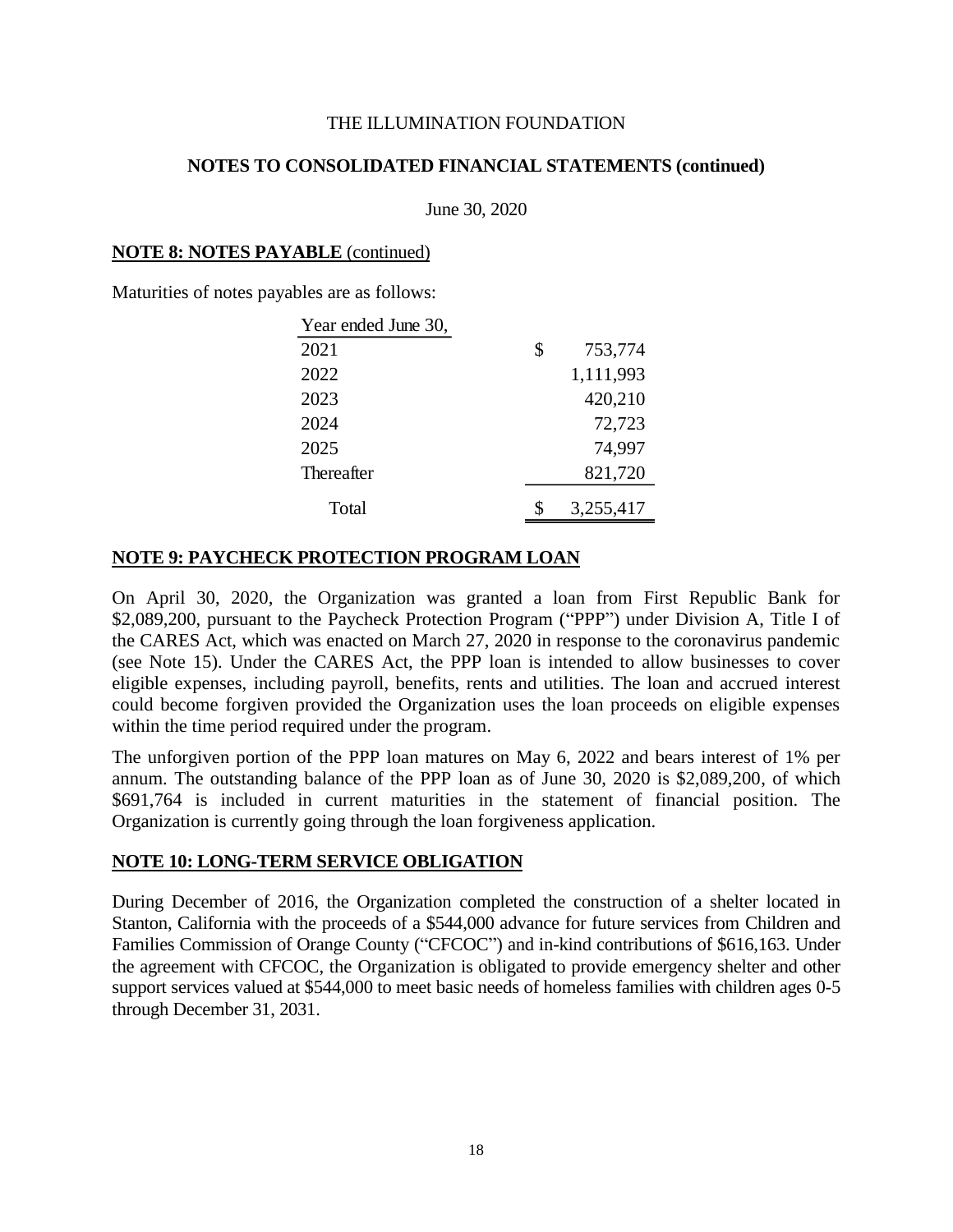THE ILLUMINATION FOUNDATION

**NOTES TO CONSOLIDATED FINANCIAL STATEMENTS (continued)**

June 30, 2020

## NOTE 8: NOTES PAYABLE (continued)

Maturities of notes payables are as follows:

| Year ended June 30, | | |
|---|---|---|
| 2021 | $ | 753,774 |
| 2022 | | 1,111,993 |
| 2023 | | 420,210 |
| 2024 | | 72,723 |
| 2025 | | 74,997 |
| Thereafter | | 821,720 |
| Total | $ | 3,255,417 |

## NOTE 9: PAYCHECK PROTECTION PROGRAM LOAN

On April 30, 2020, the Organization was granted a loan from First Republic Bank for $2,089,200, pursuant to the Paycheck Protection Program ("PPP") under Division A, Title I of the CARES Act, which was enacted on March 27, 2020 in response to the coronavirus pandemic (see Note 15). Under the CARES Act, the PPP loan is intended to allow businesses to cover eligible expenses, including payroll, benefits, rents and utilities. The loan and accrued interest could become forgiven provided the Organization uses the loan proceeds on eligible expenses within the time period required under the program.

The unforgiven portion of the PPP loan matures on May 6, 2022 and bears interest of 1% per annum. The outstanding balance of the PPP loan as of June 30, 2020 is $2,089,200, of which $691,764 is included in current maturities in the statement of financial position. The Organization is currently going through the loan forgiveness application.

## NOTE 10: LONG-TERM SERVICE OBLIGATION

During December of 2016, the Organization completed the construction of a shelter located in Stanton, California with the proceeds of a $544,000 advance for future services from Children and Families Commission of Orange County ("CFCOC") and in-kind contributions of $616,163. Under the agreement with CFCOC, the Organization is obligated to provide emergency shelter and other support services valued at $544,000 to meet basic needs of homeless families with children ages 0-5 through December 31, 2031.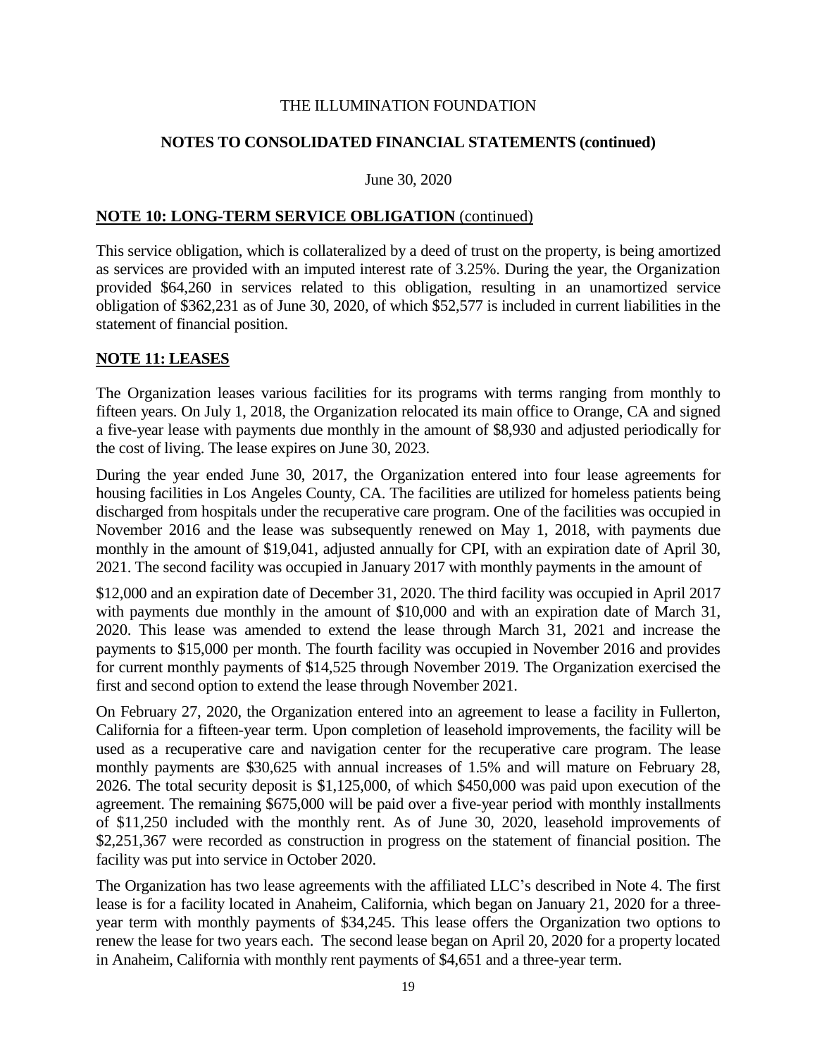THE ILLUMINATION FOUNDATION

**NOTES TO CONSOLIDATED FINANCIAL STATEMENTS (continued)**

June 30, 2020

## NOTE 10: LONG-TERM SERVICE OBLIGATION (continued)

This service obligation, which is collateralized by a deed of trust on the property, is being amortized as services are provided with an imputed interest rate of 3.25%. During the year, the Organization provided $64,260 in services related to this obligation, resulting in an unamortized service obligation of $362,231 as of June 30, 2020, of which $52,577 is included in current liabilities in the statement of financial position.

## NOTE 11: LEASES

The Organization leases various facilities for its programs with terms ranging from monthly to fifteen years. On July 1, 2018, the Organization relocated its main office to Orange, CA and signed a five-year lease with payments due monthly in the amount of $8,930 and adjusted periodically for the cost of living. The lease expires on June 30, 2023.

During the year ended June 30, 2017, the Organization entered into four lease agreements for housing facilities in Los Angeles County, CA. The facilities are utilized for homeless patients being discharged from hospitals under the recuperative care program. One of the facilities was occupied in November 2016 and the lease was subsequently renewed on May 1, 2018, with payments due monthly in the amount of $19,041, adjusted annually for CPI, with an expiration date of April 30, 2021. The second facility was occupied in January 2017 with monthly payments in the amount of $12,000 and an expiration date of December 31, 2020. The third facility was occupied in April 2017 with payments due monthly in the amount of $10,000 and with an expiration date of March 31, 2020. This lease was amended to extend the lease through March 31, 2021 and increase the payments to $15,000 per month. The fourth facility was occupied in November 2016 and provides for current monthly payments of $14,525 through November 2019. The Organization exercised the first and second option to extend the lease through November 2021.

On February 27, 2020, the Organization entered into an agreement to lease a facility in Fullerton, California for a fifteen-year term. Upon completion of leasehold improvements, the facility will be used as a recuperative care and navigation center for the recuperative care program. The lease monthly payments are $30,625 with annual increases of 1.5% and will mature on February 28, 2026. The total security deposit is $1,125,000, of which $450,000 was paid upon execution of the agreement. The remaining $675,000 will be paid over a five-year period with monthly installments of $11,250 included with the monthly rent. As of June 30, 2020, leasehold improvements of $2,251,367 were recorded as construction in progress on the statement of financial position. The facility was put into service in October 2020.

The Organization has two lease agreements with the affiliated LLC's described in Note 4. The first lease is for a facility located in Anaheim, California, which began on January 21, 2020 for a three-year term with monthly payments of $34,245. This lease offers the Organization two options to renew the lease for two years each. The second lease began on April 20, 2020 for a property located in Anaheim, California with monthly rent payments of $4,651 and a three-year term.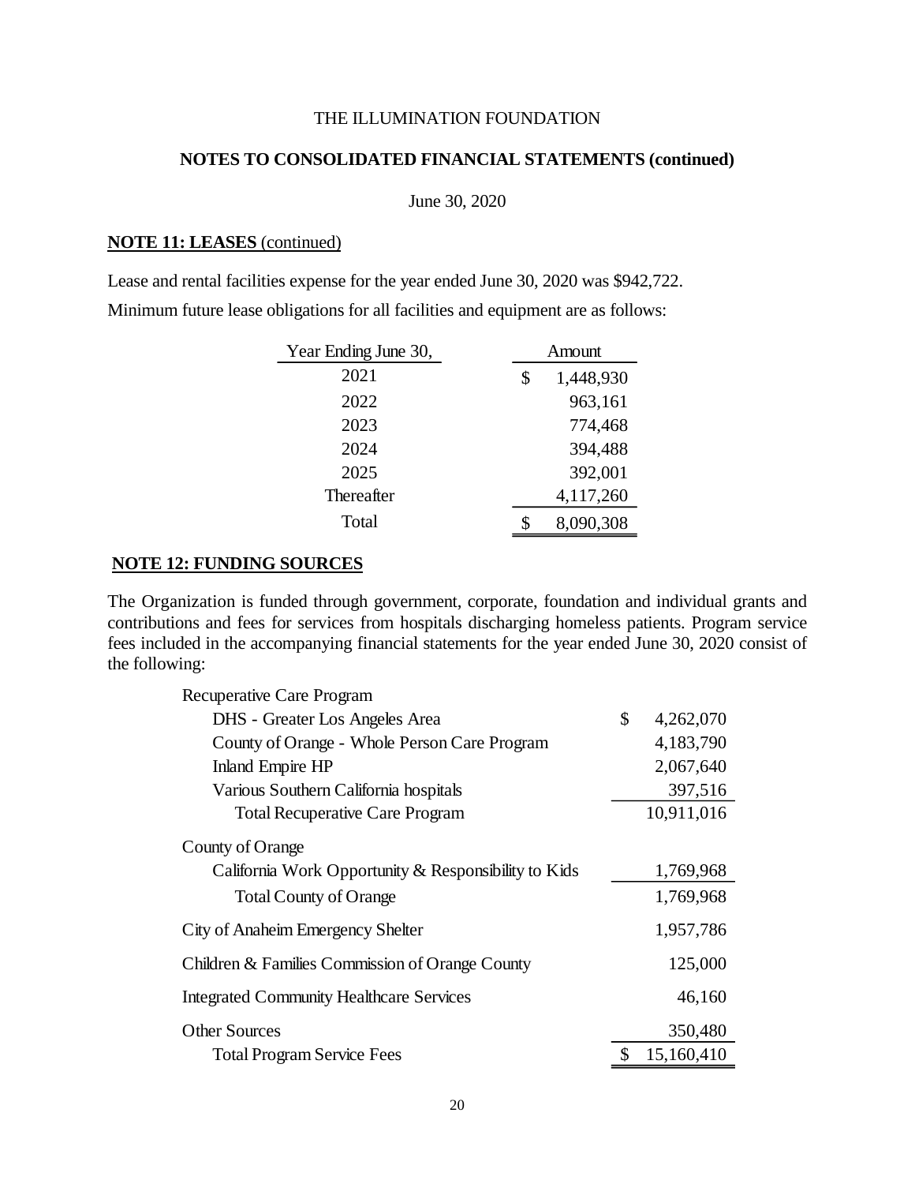THE ILLUMINATION FOUNDATION

## NOTES TO CONSOLIDATED FINANCIAL STATEMENTS (continued)

June 30, 2020

### NOTE 11: LEASES (continued)

Lease and rental facilities expense for the year ended June 30, 2020 was $942,722.

Minimum future lease obligations for all facilities and equipment are as follows:

| Year Ending June 30, | Amount |
|---|---|
| 2021 | $ 1,448,930 |
| 2022 | 963,161 |
| 2023 | 774,468 |
| 2024 | 394,488 |
| 2025 | 392,001 |
| Thereafter | 4,117,260 |
| Total | $ 8,090,308 |

### NOTE 12: FUNDING SOURCES

The Organization is funded through government, corporate, foundation and individual grants and contributions and fees for services from hospitals discharging homeless patients. Program service fees included in the accompanying financial statements for the year ended June 30, 2020 consist of the following:

| | |
|---|---|
| Recuperative Care Program | |
| DHS - Greater Los Angeles Area | $ 4,262,070 |
| County of Orange - Whole Person Care Program | 4,183,790 |
| Inland Empire HP | 2,067,640 |
| Various Southern California hospitals | 397,516 |
| Total Recuperative Care Program | 10,911,016 |
| County of Orange | |
| California Work Opportunity & Responsibility to Kids | 1,769,968 |
| Total County of Orange | 1,769,968 |
| City of Anaheim Emergency Shelter | 1,957,786 |
| Children & Families Commission of Orange County | 125,000 |
| Integrated Community Healthcare Services | 46,160 |
| Other Sources | 350,480 |
| Total Program Service Fees | $ 15,160,410 |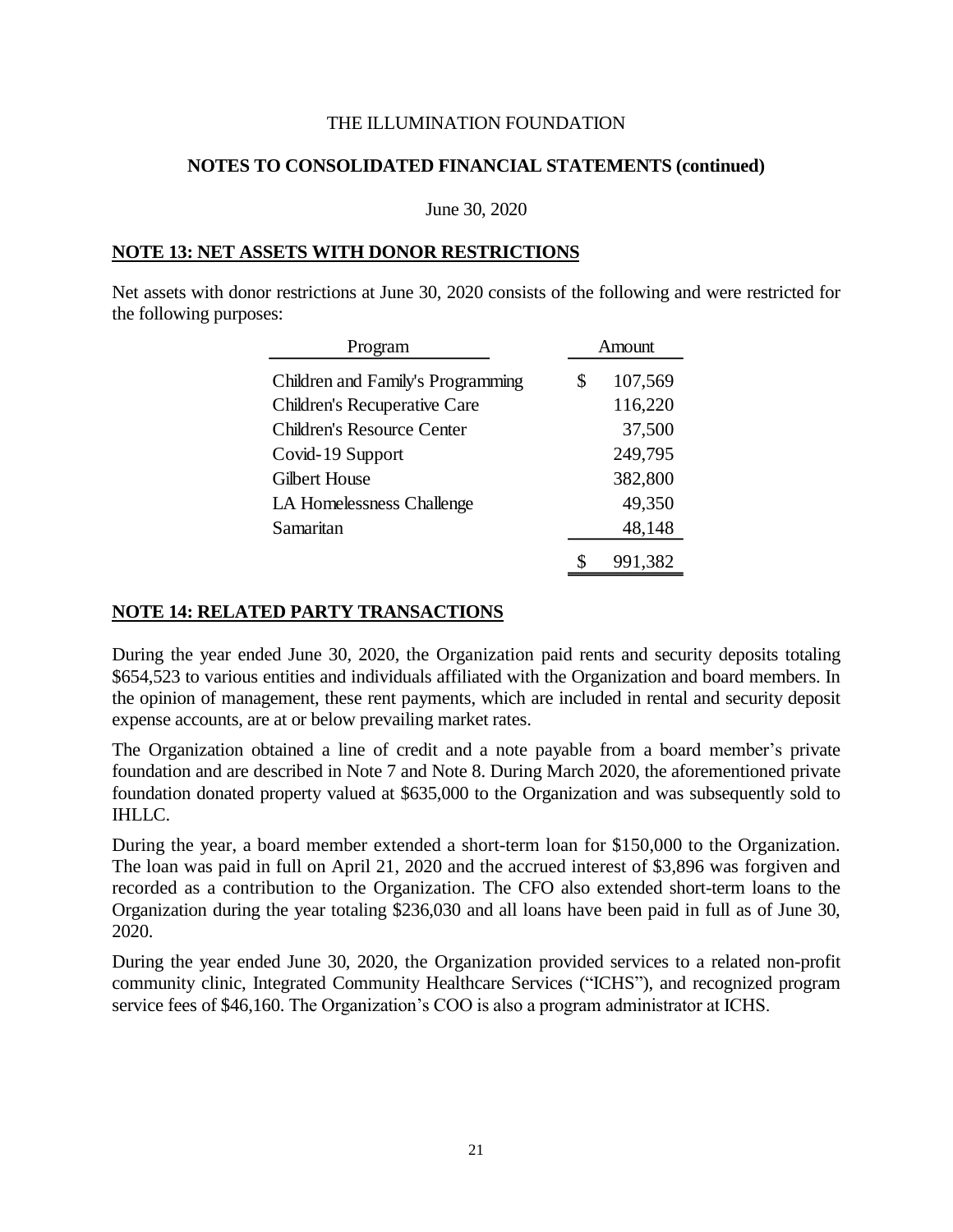THE ILLUMINATION FOUNDATION

**NOTES TO CONSOLIDATED FINANCIAL STATEMENTS (continued)**

June 30, 2020

## NOTE 13: NET ASSETS WITH DONOR RESTRICTIONS

Net assets with donor restrictions at June 30, 2020 consists of the following and were restricted for the following purposes:

| Program | Amount |
|---|---|
| Children and Family's Programming | $ 107,569 |
| Children's Recuperative Care | 116,220 |
| Children's Resource Center | 37,500 |
| Covid-19 Support | 249,795 |
| Gilbert House | 382,800 |
| LA Homelessness Challenge | 49,350 |
| Samaritan | 48,148 |
| | $ 991,382 |

## NOTE 14: RELATED PARTY TRANSACTIONS

During the year ended June 30, 2020, the Organization paid rents and security deposits totaling $654,523 to various entities and individuals affiliated with the Organization and board members. In the opinion of management, these rent payments, which are included in rental and security deposit expense accounts, are at or below prevailing market rates.

The Organization obtained a line of credit and a note payable from a board member's private foundation and are described in Note 7 and Note 8. During March 2020, the aforementioned private foundation donated property valued at $635,000 to the Organization and was subsequently sold to IHLLC.

During the year, a board member extended a short-term loan for $150,000 to the Organization. The loan was paid in full on April 21, 2020 and the accrued interest of $3,896 was forgiven and recorded as a contribution to the Organization. The CFO also extended short-term loans to the Organization during the year totaling $236,030 and all loans have been paid in full as of June 30, 2020.

During the year ended June 30, 2020, the Organization provided services to a related non-profit community clinic, Integrated Community Healthcare Services ("ICHS"), and recognized program service fees of $46,160. The Organization's COO is also a program administrator at ICHS.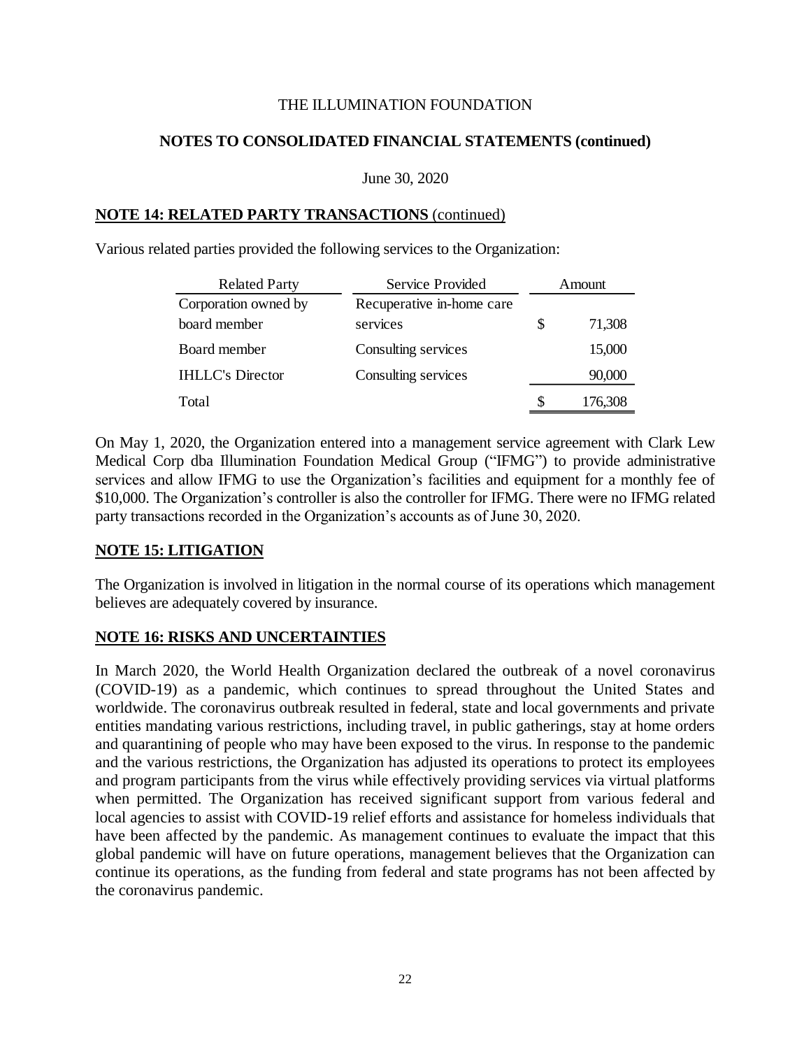THE ILLUMINATION FOUNDATION

**NOTES TO CONSOLIDATED FINANCIAL STATEMENTS (continued)**

June 30, 2020

## NOTE 14: RELATED PARTY TRANSACTIONS (continued)

Various related parties provided the following services to the Organization:

| Related Party | Service Provided | Amount |
|---|---|---|
| Corporation owned by board member | Recuperative in-home care services | $ 71,308 |
| Board member | Consulting services | 15,000 |
| IHLLC's Director | Consulting services | 90,000 |
| Total | | $ 176,308 |

On May 1, 2020, the Organization entered into a management service agreement with Clark Lew Medical Corp dba Illumination Foundation Medical Group ("IFMG") to provide administrative services and allow IFMG to use the Organization's facilities and equipment for a monthly fee of $10,000. The Organization's controller is also the controller for IFMG. There were no IFMG related party transactions recorded in the Organization's accounts as of June 30, 2020.

## NOTE 15: LITIGATION

The Organization is involved in litigation in the normal course of its operations which management believes are adequately covered by insurance.

## NOTE 16: RISKS AND UNCERTAINTIES

In March 2020, the World Health Organization declared the outbreak of a novel coronavirus (COVID-19) as a pandemic, which continues to spread throughout the United States and worldwide. The coronavirus outbreak resulted in federal, state and local governments and private entities mandating various restrictions, including travel, in public gatherings, stay at home orders and quarantining of people who may have been exposed to the virus. In response to the pandemic and the various restrictions, the Organization has adjusted its operations to protect its employees and program participants from the virus while effectively providing services via virtual platforms when permitted. The Organization has received significant support from various federal and local agencies to assist with COVID-19 relief efforts and assistance for homeless individuals that have been affected by the pandemic. As management continues to evaluate the impact that this global pandemic will have on future operations, management believes that the Organization can continue its operations, as the funding from federal and state programs has not been affected by the coronavirus pandemic.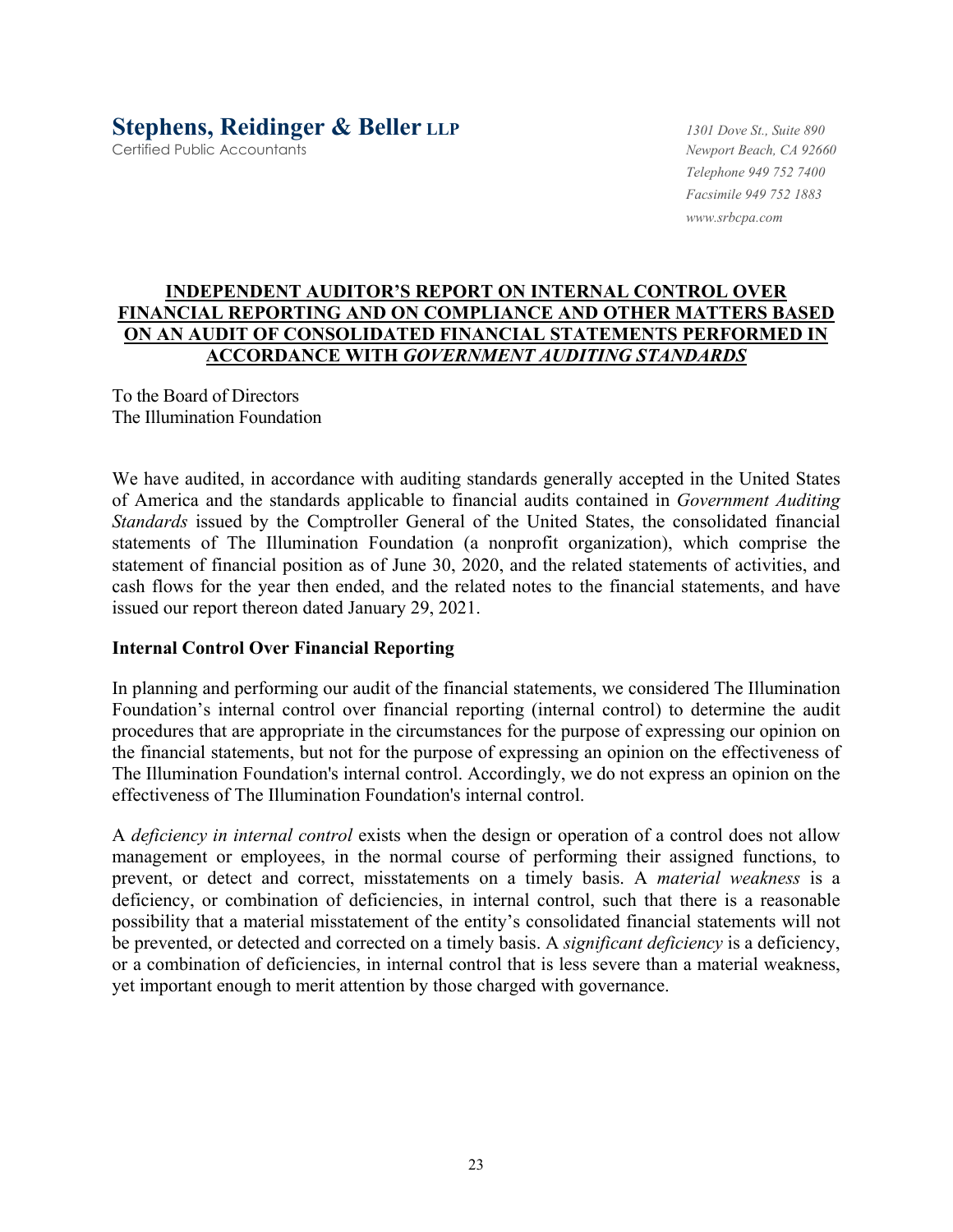**Stephens, Reidinger & Beller LLP**
Certified Public Accountants

*1301 Dove St., Suite 890*
*Newport Beach, CA 92660*
*Telephone 949 752 7400*
*Facsimile 949 752 1883*
*www.srbcpa.com*

## INDEPENDENT AUDITOR'S REPORT ON INTERNAL CONTROL OVER FINANCIAL REPORTING AND ON COMPLIANCE AND OTHER MATTERS BASED ON AN AUDIT OF CONSOLIDATED FINANCIAL STATEMENTS PERFORMED IN ACCORDANCE WITH *GOVERNMENT AUDITING STANDARDS*

To the Board of Directors
The Illumination Foundation

We have audited, in accordance with auditing standards generally accepted in the United States of America and the standards applicable to financial audits contained in *Government Auditing Standards* issued by the Comptroller General of the United States, the consolidated financial statements of The Illumination Foundation (a nonprofit organization), which comprise the statement of financial position as of June 30, 2020, and the related statements of activities, and cash flows for the year then ended, and the related notes to the financial statements, and have issued our report thereon dated January 29, 2021.

### Internal Control Over Financial Reporting

In planning and performing our audit of the financial statements, we considered The Illumination Foundation's internal control over financial reporting (internal control) to determine the audit procedures that are appropriate in the circumstances for the purpose of expressing our opinion on the financial statements, but not for the purpose of expressing an opinion on the effectiveness of The Illumination Foundation's internal control. Accordingly, we do not express an opinion on the effectiveness of The Illumination Foundation's internal control.

A *deficiency in internal control* exists when the design or operation of a control does not allow management or employees, in the normal course of performing their assigned functions, to prevent, or detect and correct, misstatements on a timely basis. A *material weakness* is a deficiency, or combination of deficiencies, in internal control, such that there is a reasonable possibility that a material misstatement of the entity's consolidated financial statements will not be prevented, or detected and corrected on a timely basis. A *significant deficiency* is a deficiency, or a combination of deficiencies, in internal control that is less severe than a material weakness, yet important enough to merit attention by those charged with governance.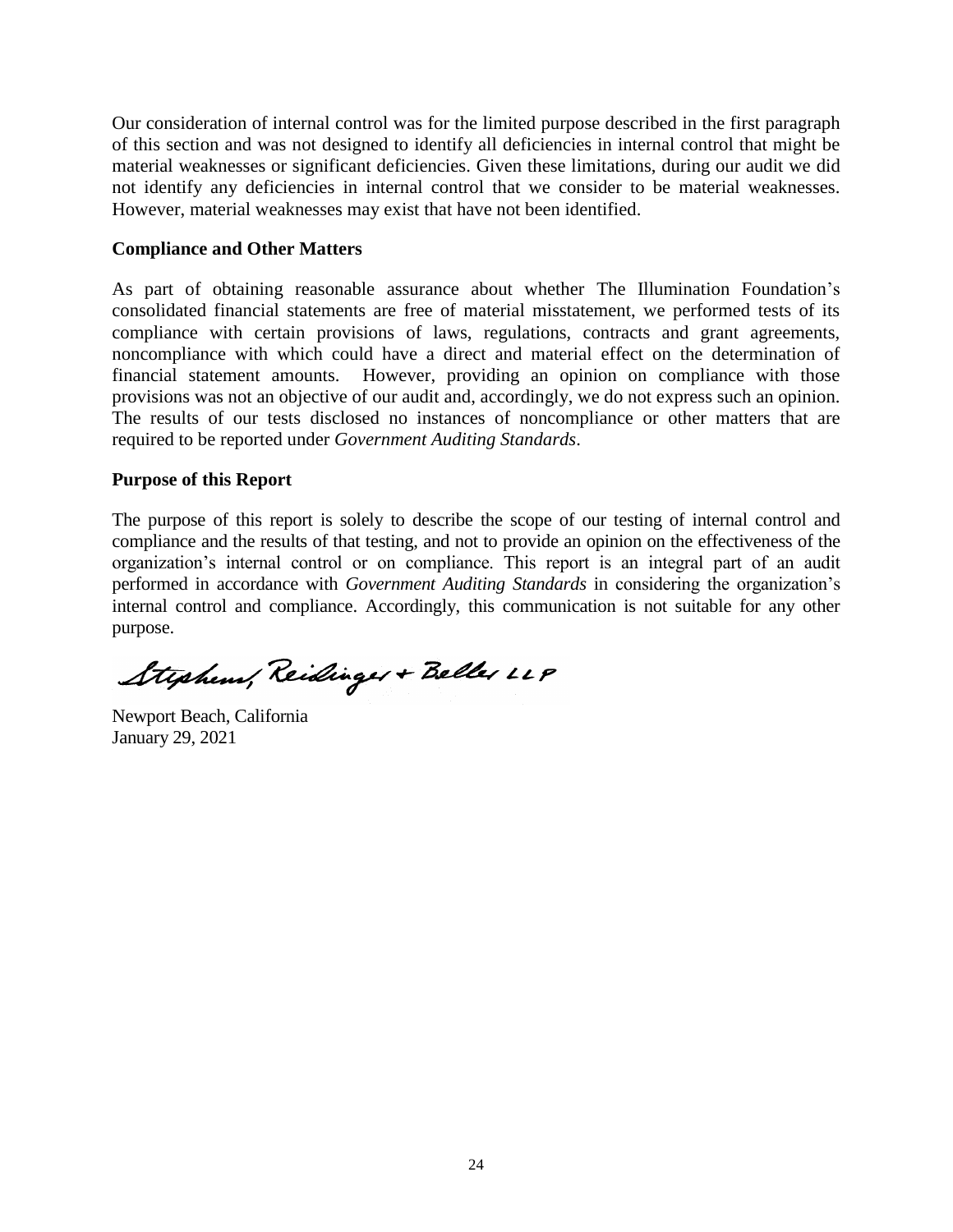Our consideration of internal control was for the limited purpose described in the first paragraph of this section and was not designed to identify all deficiencies in internal control that might be material weaknesses or significant deficiencies. Given these limitations, during our audit we did not identify any deficiencies in internal control that we consider to be material weaknesses. However, material weaknesses may exist that have not been identified.

**Compliance and Other Matters**

As part of obtaining reasonable assurance about whether The Illumination Foundation's consolidated financial statements are free of material misstatement, we performed tests of its compliance with certain provisions of laws, regulations, contracts and grant agreements, noncompliance with which could have a direct and material effect on the determination of financial statement amounts. However, providing an opinion on compliance with those provisions was not an objective of our audit and, accordingly, we do not express such an opinion. The results of our tests disclosed no instances of noncompliance or other matters that are required to be reported under *Government Auditing Standards*.

**Purpose of this Report**

The purpose of this report is solely to describe the scope of our testing of internal control and compliance and the results of that testing, and not to provide an opinion on the effectiveness of the organization's internal control or on compliance. This report is an integral part of an audit performed in accordance with *Government Auditing Standards* in considering the organization's internal control and compliance. Accordingly, this communication is not suitable for any other purpose.

Stephens, Reidinger + Beller LLP

Newport Beach, California
January 29, 2021